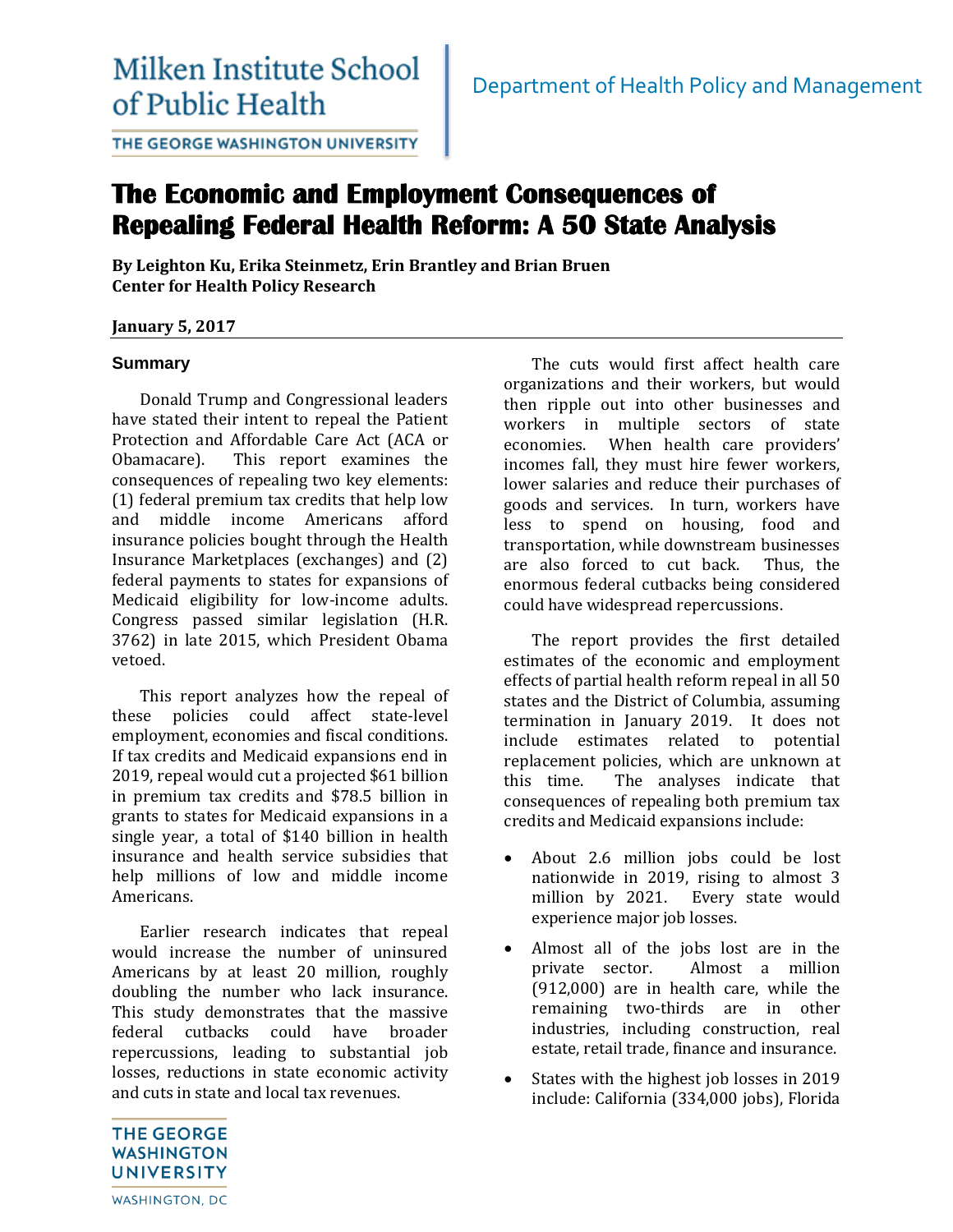Milken Institute School of Public Health

THE GEORGE WASHINGTON UNIVERSITY

Department of Health Policy and Management

# The Economic and Employment Consequences of Repealing Federal Health Reform: A 50 State Analysis

**By Leighton Ku, Erika Steinmetz, Erin Brantley and Brian Bruen**
**Center for Health Policy Research**

**January 5, 2017**

## Summary

Donald Trump and Congressional leaders have stated their intent to repeal the Patient Protection and Affordable Care Act (ACA or Obamacare). This report examines the consequences of repealing two key elements: (1) federal premium tax credits that help low and middle income Americans afford insurance policies bought through the Health Insurance Marketplaces (exchanges) and (2) federal payments to states for expansions of Medicaid eligibility for low-income adults. Congress passed similar legislation (H.R. 3762) in late 2015, which President Obama vetoed.

This report analyzes how the repeal of these policies could affect state-level employment, economies and fiscal conditions. If tax credits and Medicaid expansions end in 2019, repeal would cut a projected $61 billion in premium tax credits and $78.5 billion in grants to states for Medicaid expansions in a single year, a total of $140 billion in health insurance and health service subsidies that help millions of low and middle income Americans.

Earlier research indicates that repeal would increase the number of uninsured Americans by at least 20 million, roughly doubling the number who lack insurance. This study demonstrates that the massive federal cutbacks could have broader repercussions, leading to substantial job losses, reductions in state economic activity and cuts in state and local tax revenues.

The cuts would first affect health care organizations and their workers, but would then ripple out into other businesses and workers in multiple sectors of state economies. When health care providers' incomes fall, they must hire fewer workers, lower salaries and reduce their purchases of goods and services. In turn, workers have less to spend on housing, food and transportation, while downstream businesses are also forced to cut back. Thus, the enormous federal cutbacks being considered could have widespread repercussions.

The report provides the first detailed estimates of the economic and employment effects of partial health reform repeal in all 50 states and the District of Columbia, assuming termination in January 2019. It does not include estimates related to potential replacement policies, which are unknown at this time. The analyses indicate that consequences of repealing both premium tax credits and Medicaid expansions include:

- About 2.6 million jobs could be lost nationwide in 2019, rising to almost 3 million by 2021. Every state would experience major job losses.
- Almost all of the jobs lost are in the private sector. Almost a million (912,000) are in health care, while the remaining two-thirds are in other industries, including construction, real estate, retail trade, finance and insurance.
- States with the highest job losses in 2019 include: California (334,000 jobs), Florida

THE GEORGE WASHINGTON UNIVERSITY

WASHINGTON, DC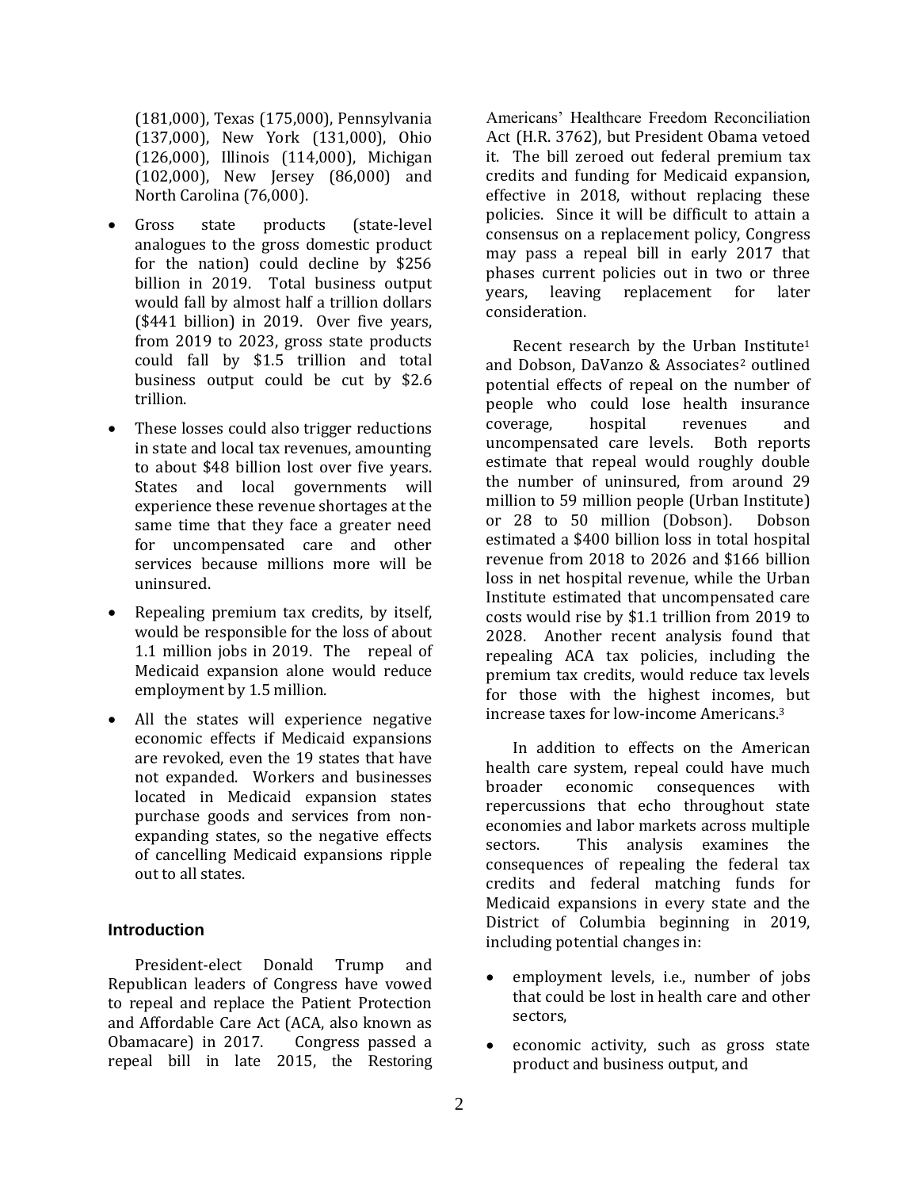(181,000), Texas (175,000), Pennsylvania (137,000), New York (131,000), Ohio (126,000), Illinois (114,000), Michigan (102,000), New Jersey (86,000) and North Carolina (76,000).

- Gross state products (state-level analogues to the gross domestic product for the nation) could decline by $256 billion in 2019. Total business output would fall by almost half a trillion dollars ($441 billion) in 2019. Over five years, from 2019 to 2023, gross state products could fall by $1.5 trillion and total business output could be cut by $2.6 trillion.
- These losses could also trigger reductions in state and local tax revenues, amounting to about $48 billion lost over five years. States and local governments will experience these revenue shortages at the same time that they face a greater need for uncompensated care and other services because millions more will be uninsured.
- Repealing premium tax credits, by itself, would be responsible for the loss of about 1.1 million jobs in 2019. The repeal of Medicaid expansion alone would reduce employment by 1.5 million.
- All the states will experience negative economic effects if Medicaid expansions are revoked, even the 19 states that have not expanded. Workers and businesses located in Medicaid expansion states purchase goods and services from non-expanding states, so the negative effects of cancelling Medicaid expansions ripple out to all states.

### Introduction

President-elect Donald Trump and Republican leaders of Congress have vowed to repeal and replace the Patient Protection and Affordable Care Act (ACA, also known as Obamacare) in 2017. Congress passed a repeal bill in late 2015, the Restoring Americans' Healthcare Freedom Reconciliation Act (H.R. 3762), but President Obama vetoed it. The bill zeroed out federal premium tax credits and funding for Medicaid expansion, effective in 2018, without replacing these policies. Since it will be difficult to attain a consensus on a replacement policy, Congress may pass a repeal bill in early 2017 that phases current policies out in two or three years, leaving replacement for later consideration.

Recent research by the Urban Institute[1] and Dobson, DaVanzo & Associates[2] outlined potential effects of repeal on the number of people who could lose health insurance coverage, hospital revenues and uncompensated care levels. Both reports estimate that repeal would roughly double the number of uninsured, from around 29 million to 59 million people (Urban Institute) or 28 to 50 million (Dobson). Dobson estimated a $400 billion loss in total hospital revenue from 2018 to 2026 and $166 billion loss in net hospital revenue, while the Urban Institute estimated that uncompensated care costs would rise by $1.1 trillion from 2019 to 2028. Another recent analysis found that repealing ACA tax policies, including the premium tax credits, would reduce tax levels for those with the highest incomes, but increase taxes for low-income Americans.[3]

In addition to effects on the American health care system, repeal could have much broader economic consequences with repercussions that echo throughout state economies and labor markets across multiple sectors. This analysis examines the consequences of repealing the federal tax credits and federal matching funds for Medicaid expansions in every state and the District of Columbia beginning in 2019, including potential changes in:

- employment levels, i.e., number of jobs that could be lost in health care and other sectors,
- economic activity, such as gross state product and business output, and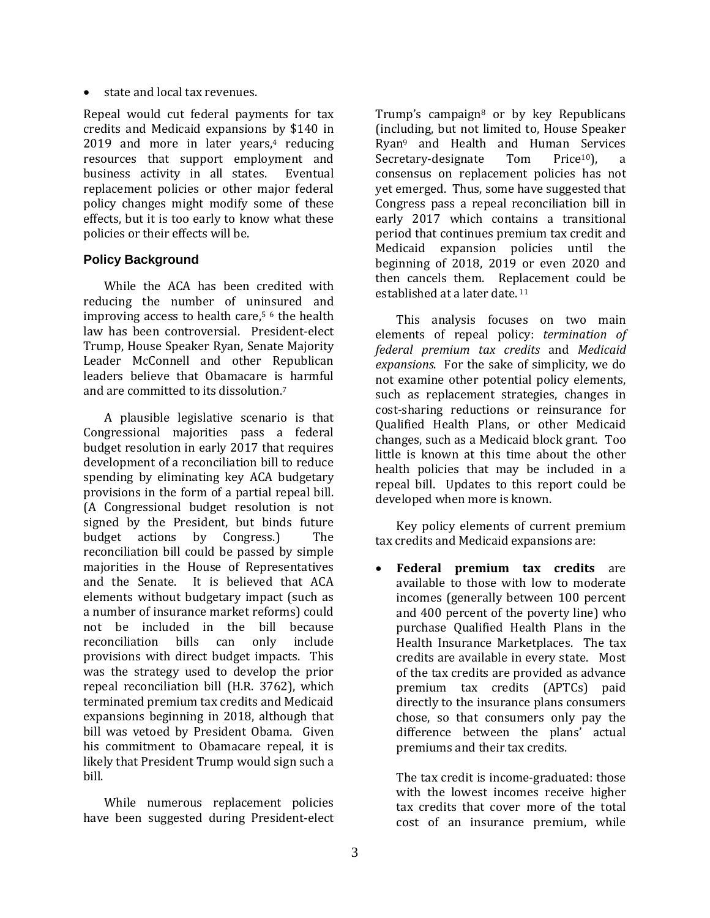- state and local tax revenues.

Repeal would cut federal payments for tax credits and Medicaid expansions by $140 in 2019 and more in later years,[4] reducing resources that support employment and business activity in all states. Eventual replacement policies or other major federal policy changes might modify some of these effects, but it is too early to know what these policies or their effects will be.

### Policy Background

While the ACA has been credited with reducing the number of uninsured and improving access to health care,[5] [6] the health law has been controversial. President-elect Trump, House Speaker Ryan, Senate Majority Leader McConnell and other Republican leaders believe that Obamacare is harmful and are committed to its dissolution.[7]

A plausible legislative scenario is that Congressional majorities pass a federal budget resolution in early 2017 that requires development of a reconciliation bill to reduce spending by eliminating key ACA budgetary provisions in the form of a partial repeal bill. (A Congressional budget resolution is not signed by the President, but binds future budget actions by Congress.) The reconciliation bill could be passed by simple majorities in the House of Representatives and the Senate. It is believed that ACA elements without budgetary impact (such as a number of insurance market reforms) could not be included in the bill because reconciliation bills can only include provisions with direct budget impacts. This was the strategy used to develop the prior repeal reconciliation bill (H.R. 3762), which terminated premium tax credits and Medicaid expansions beginning in 2018, although that bill was vetoed by President Obama. Given his commitment to Obamacare repeal, it is likely that President Trump would sign such a bill.

While numerous replacement policies have been suggested during President-elect Trump's campaign[8] or by key Republicans (including, but not limited to, House Speaker Ryan[9] and Health and Human Services Secretary-designate Tom Price[10]), a consensus on replacement policies has not yet emerged. Thus, some have suggested that Congress pass a repeal reconciliation bill in early 2017 which contains a transitional period that continues premium tax credit and Medicaid expansion policies until the beginning of 2018, 2019 or even 2020 and then cancels them. Replacement could be established at a later date.[11]

This analysis focuses on two main elements of repeal policy: *termination of federal premium tax credits* and *Medicaid expansions*. For the sake of simplicity, we do not examine other potential policy elements, such as replacement strategies, changes in cost-sharing reductions or reinsurance for Qualified Health Plans, or other Medicaid changes, such as a Medicaid block grant. Too little is known at this time about the other health policies that may be included in a repeal bill. Updates to this report could be developed when more is known.

Key policy elements of current premium tax credits and Medicaid expansions are:

- **Federal premium tax credits** are available to those with low to moderate incomes (generally between 100 percent and 400 percent of the poverty line) who purchase Qualified Health Plans in the Health Insurance Marketplaces. The tax credits are available in every state. Most of the tax credits are provided as advance premium tax credits (APTCs) paid directly to the insurance plans consumers chose, so that consumers only pay the difference between the plans' actual premiums and their tax credits.

  The tax credit is income-graduated: those with the lowest incomes receive higher tax credits that cover more of the total cost of an insurance premium, while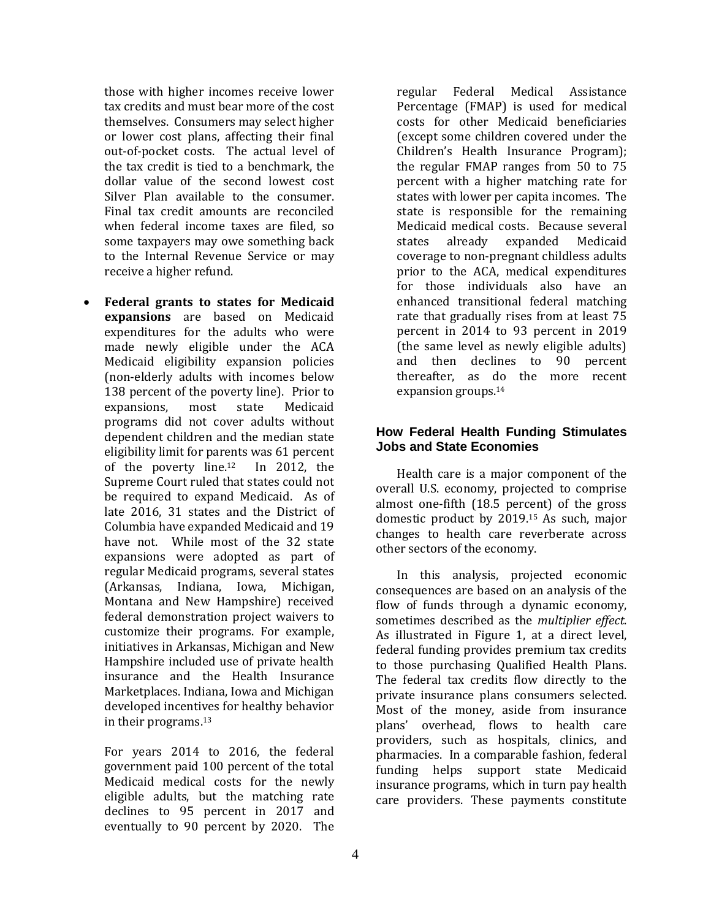those with higher incomes receive lower tax credits and must bear more of the cost themselves. Consumers may select higher or lower cost plans, affecting their final out-of-pocket costs. The actual level of the tax credit is tied to a benchmark, the dollar value of the second lowest cost Silver Plan available to the consumer. Final tax credit amounts are reconciled when federal income taxes are filed, so some taxpayers may owe something back to the Internal Revenue Service or may receive a higher refund.

- **Federal grants to states for Medicaid expansions** are based on Medicaid expenditures for the adults who were made newly eligible under the ACA Medicaid eligibility expansion policies (non-elderly adults with incomes below 138 percent of the poverty line). Prior to expansions, most state Medicaid programs did not cover adults without dependent children and the median state eligibility limit for parents was 61 percent of the poverty line.[12] In 2012, the Supreme Court ruled that states could not be required to expand Medicaid. As of late 2016, 31 states and the District of Columbia have expanded Medicaid and 19 have not. While most of the 32 state expansions were adopted as part of regular Medicaid programs, several states (Arkansas, Indiana, Iowa, Michigan, Montana and New Hampshire) received federal demonstration project waivers to customize their programs. For example, initiatives in Arkansas, Michigan and New Hampshire included use of private health insurance and the Health Insurance Marketplaces. Indiana, Iowa and Michigan developed incentives for healthy behavior in their programs.[13]

  For years 2014 to 2016, the federal government paid 100 percent of the total Medicaid medical costs for the newly eligible adults, but the matching rate declines to 95 percent in 2017 and eventually to 90 percent by 2020. The regular Federal Medical Assistance Percentage (FMAP) is used for medical costs for other Medicaid beneficiaries (except some children covered under the Children's Health Insurance Program); the regular FMAP ranges from 50 to 75 percent with a higher matching rate for states with lower per capita incomes. The state is responsible for the remaining Medicaid medical costs. Because several states already expanded Medicaid coverage to non-pregnant childless adults prior to the ACA, medical expenditures for those individuals also have an enhanced transitional federal matching rate that gradually rises from at least 75 percent in 2014 to 93 percent in 2019 (the same level as newly eligible adults) and then declines to 90 percent thereafter, as do the more recent expansion groups.[14]

## How Federal Health Funding Stimulates Jobs and State Economies

Health care is a major component of the overall U.S. economy, projected to comprise almost one-fifth (18.5 percent) of the gross domestic product by 2019.[15] As such, major changes to health care reverberate across other sectors of the economy.

In this analysis, projected economic consequences are based on an analysis of the flow of funds through a dynamic economy, sometimes described as the *multiplier effect*. As illustrated in Figure 1, at a direct level, federal funding provides premium tax credits to those purchasing Qualified Health Plans. The federal tax credits flow directly to the private insurance plans consumers selected. Most of the money, aside from insurance plans' overhead, flows to health care providers, such as hospitals, clinics, and pharmacies. In a comparable fashion, federal funding helps support state Medicaid insurance programs, which in turn pay health care providers. These payments constitute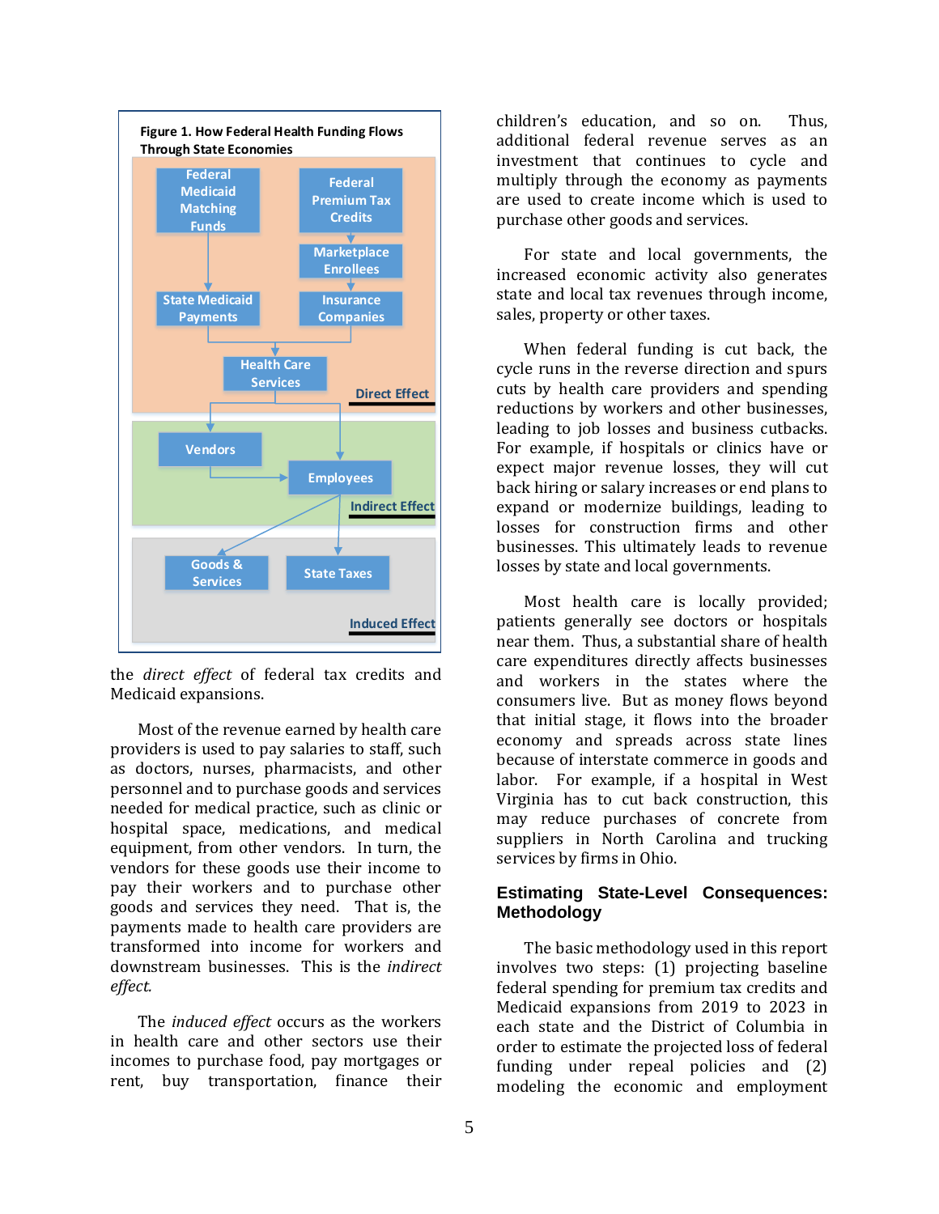**Figure 1. How Federal Health Funding Flows Through State Economies**

Federal Medicaid Matching Funds → State Medicaid Payments → Health Care Services

Federal Premium Tax Credits → Marketplace Enrollees → Insurance Companies → Health Care Services

Direct Effect

Health Care Services → Vendors → Employees

Health Care Services → Employees

Indirect Effect

Employees → Goods & Services

Employees → State Taxes

Induced Effect

the *direct effect* of federal tax credits and Medicaid expansions.

Most of the revenue earned by health care providers is used to pay salaries to staff, such as doctors, nurses, pharmacists, and other personnel and to purchase goods and services needed for medical practice, such as clinic or hospital space, medications, and medical equipment, from other vendors. In turn, the vendors for these goods use their income to pay their workers and to purchase other goods and services they need. That is, the payments made to health care providers are transformed into income for workers and downstream businesses. This is the *indirect effect.*

The *induced effect* occurs as the workers in health care and other sectors use their incomes to purchase food, pay mortgages or rent, buy transportation, finance their children's education, and so on. Thus, additional federal revenue serves as an investment that continues to cycle and multiply through the economy as payments are used to create income which is used to purchase other goods and services.

For state and local governments, the increased economic activity also generates state and local tax revenues through income, sales, property or other taxes.

When federal funding is cut back, the cycle runs in the reverse direction and spurs cuts by health care providers and spending reductions by workers and other businesses, leading to job losses and business cutbacks. For example, if hospitals or clinics have or expect major revenue losses, they will cut back hiring or salary increases or end plans to expand or modernize buildings, leading to losses for construction firms and other businesses. This ultimately leads to revenue losses by state and local governments.

Most health care is locally provided; patients generally see doctors or hospitals near them. Thus, a substantial share of health care expenditures directly affects businesses and workers in the states where the consumers live. But as money flows beyond that initial stage, it flows into the broader economy and spreads across state lines because of interstate commerce in goods and labor. For example, if a hospital in West Virginia has to cut back construction, this may reduce purchases of concrete from suppliers in North Carolina and trucking services by firms in Ohio.

## Estimating State-Level Consequences: Methodology

The basic methodology used in this report involves two steps: (1) projecting baseline federal spending for premium tax credits and Medicaid expansions from 2019 to 2023 in each state and the District of Columbia in order to estimate the projected loss of federal funding under repeal policies and (2) modeling the economic and employment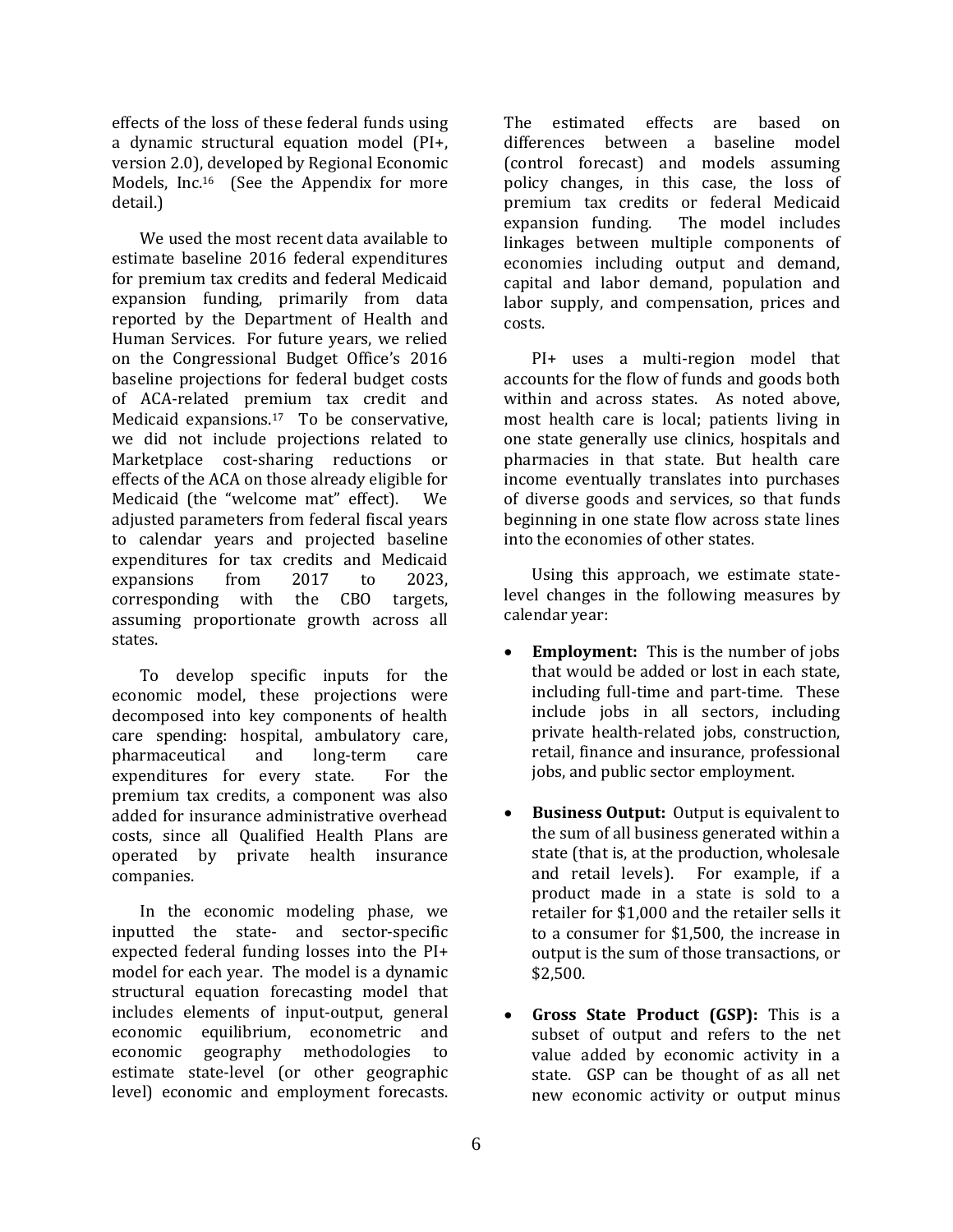effects of the loss of these federal funds using a dynamic structural equation model (PI+, version 2.0), developed by Regional Economic Models, Inc.[16] (See the Appendix for more detail.)

We used the most recent data available to estimate baseline 2016 federal expenditures for premium tax credits and federal Medicaid expansion funding, primarily from data reported by the Department of Health and Human Services. For future years, we relied on the Congressional Budget Office's 2016 baseline projections for federal budget costs of ACA-related premium tax credit and Medicaid expansions.[17] To be conservative, we did not include projections related to Marketplace cost-sharing reductions or effects of the ACA on those already eligible for Medicaid (the "welcome mat" effect). We adjusted parameters from federal fiscal years to calendar years and projected baseline expenditures for tax credits and Medicaid expansions from 2017 to 2023, corresponding with the CBO targets, assuming proportionate growth across all states.

To develop specific inputs for the economic model, these projections were decomposed into key components of health care spending: hospital, ambulatory care, pharmaceutical and long-term care expenditures for every state. For the premium tax credits, a component was also added for insurance administrative overhead costs, since all Qualified Health Plans are operated by private health insurance companies.

In the economic modeling phase, we inputted the state- and sector-specific expected federal funding losses into the PI+ model for each year. The model is a dynamic structural equation forecasting model that includes elements of input-output, general economic equilibrium, econometric and economic geography methodologies to estimate state-level (or other geographic level) economic and employment forecasts. The estimated effects are based on differences between a baseline model (control forecast) and models assuming policy changes, in this case, the loss of premium tax credits or federal Medicaid expansion funding. The model includes linkages between multiple components of economies including output and demand, capital and labor demand, population and labor supply, and compensation, prices and costs.

PI+ uses a multi-region model that accounts for the flow of funds and goods both within and across states. As noted above, most health care is local; patients living in one state generally use clinics, hospitals and pharmacies in that state. But health care income eventually translates into purchases of diverse goods and services, so that funds beginning in one state flow across state lines into the economies of other states.

Using this approach, we estimate state-level changes in the following measures by calendar year:

- **Employment:** This is the number of jobs that would be added or lost in each state, including full-time and part-time. These include jobs in all sectors, including private health-related jobs, construction, retail, finance and insurance, professional jobs, and public sector employment.

- **Business Output:** Output is equivalent to the sum of all business generated within a state (that is, at the production, wholesale and retail levels). For example, if a product made in a state is sold to a retailer for $1,000 and the retailer sells it to a consumer for $1,500, the increase in output is the sum of those transactions, or $2,500.

- **Gross State Product (GSP):** This is a subset of output and refers to the net value added by economic activity in a state. GSP can be thought of as all net new economic activity or output minus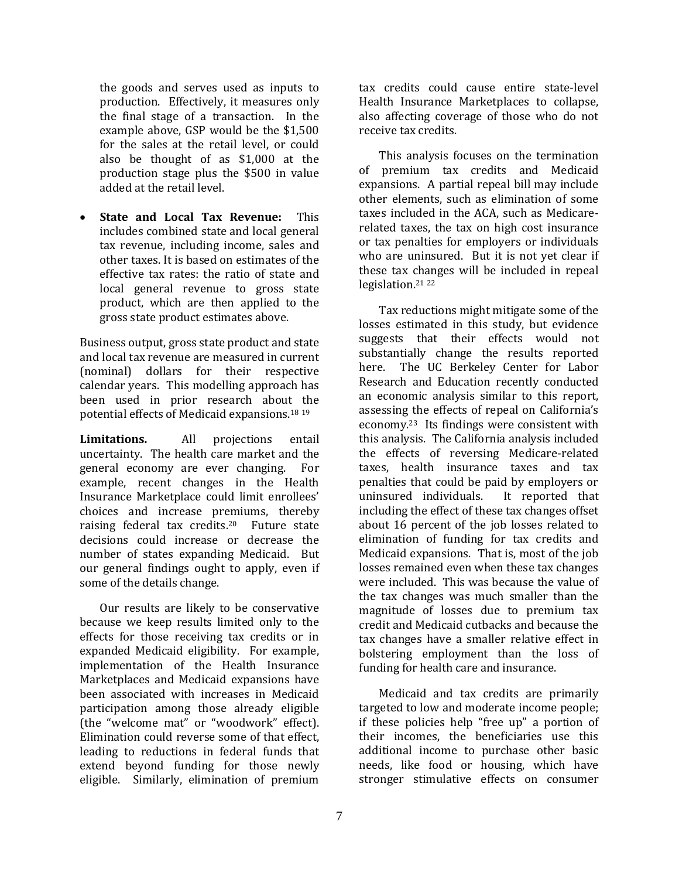the goods and serves used as inputs to production. Effectively, it measures only the final stage of a transaction. In the example above, GSP would be the $1,500 for the sales at the retail level, or could also be thought of as $1,000 at the production stage plus the $500 in value added at the retail level.

- **State and Local Tax Revenue:** This includes combined state and local general tax revenue, including income, sales and other taxes. It is based on estimates of the effective tax rates: the ratio of state and local general revenue to gross state product, which are then applied to the gross state product estimates above.

Business output, gross state product and state and local tax revenue are measured in current (nominal) dollars for their respective calendar years. This modelling approach has been used in prior research about the potential effects of Medicaid expansions.[18 19]

**Limitations.** All projections entail uncertainty. The health care market and the general economy are ever changing. For example, recent changes in the Health Insurance Marketplace could limit enrollees' choices and increase premiums, thereby raising federal tax credits.[20] Future state decisions could increase or decrease the number of states expanding Medicaid. But our general findings ought to apply, even if some of the details change.

Our results are likely to be conservative because we keep results limited only to the effects for those receiving tax credits or in expanded Medicaid eligibility. For example, implementation of the Health Insurance Marketplaces and Medicaid expansions have been associated with increases in Medicaid participation among those already eligible (the "welcome mat" or "woodwork" effect). Elimination could reverse some of that effect, leading to reductions in federal funds that extend beyond funding for those newly eligible. Similarly, elimination of premium tax credits could cause entire state-level Health Insurance Marketplaces to collapse, also affecting coverage of those who do not receive tax credits.

This analysis focuses on the termination of premium tax credits and Medicaid expansions. A partial repeal bill may include other elements, such as elimination of some taxes included in the ACA, such as Medicare-related taxes, the tax on high cost insurance or tax penalties for employers or individuals who are uninsured. But it is not yet clear if these tax changes will be included in repeal legislation.[21 22]

Tax reductions might mitigate some of the losses estimated in this study, but evidence suggests that their effects would not substantially change the results reported here. The UC Berkeley Center for Labor Research and Education recently conducted an economic analysis similar to this report, assessing the effects of repeal on California's economy.[23] Its findings were consistent with this analysis. The California analysis included the effects of reversing Medicare-related taxes, health insurance taxes and tax penalties that could be paid by employers or uninsured individuals. It reported that including the effect of these tax changes offset about 16 percent of the job losses related to elimination of funding for tax credits and Medicaid expansions. That is, most of the job losses remained even when these tax changes were included. This was because the value of the tax changes was much smaller than the magnitude of losses due to premium tax credit and Medicaid cutbacks and because the tax changes have a smaller relative effect in bolstering employment than the loss of funding for health care and insurance.

Medicaid and tax credits are primarily targeted to low and moderate income people; if these policies help "free up" a portion of their incomes, the beneficiaries use this additional income to purchase other basic needs, like food or housing, which have stronger stimulative effects on consumer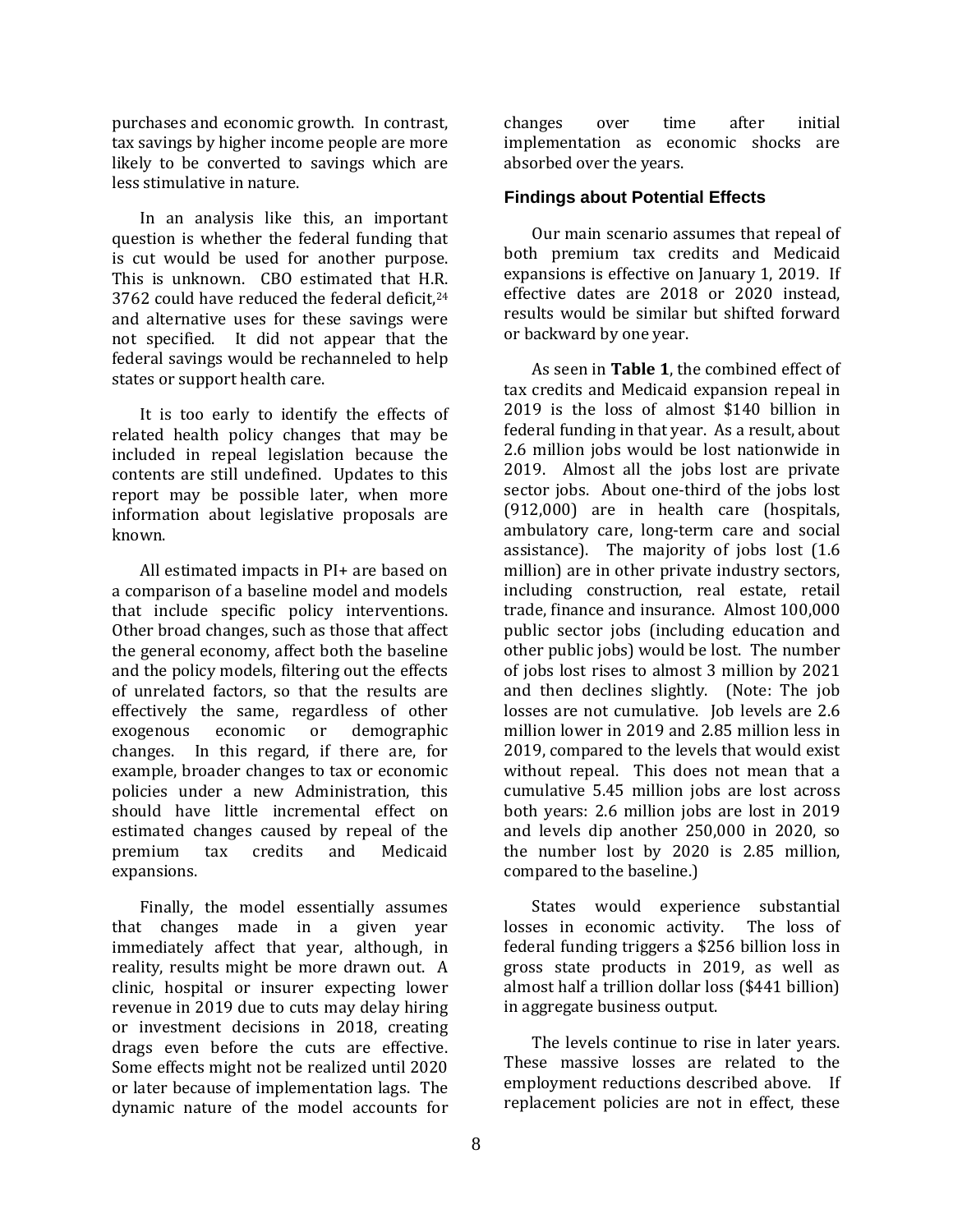purchases and economic growth. In contrast, tax savings by higher income people are more likely to be converted to savings which are less stimulative in nature.

In an analysis like this, an important question is whether the federal funding that is cut would be used for another purpose. This is unknown. CBO estimated that H.R. 3762 could have reduced the federal deficit,[24] and alternative uses for these savings were not specified. It did not appear that the federal savings would be rechanneled to help states or support health care.

It is too early to identify the effects of related health policy changes that may be included in repeal legislation because the contents are still undefined. Updates to this report may be possible later, when more information about legislative proposals are known.

All estimated impacts in PI+ are based on a comparison of a baseline model and models that include specific policy interventions. Other broad changes, such as those that affect the general economy, affect both the baseline and the policy models, filtering out the effects of unrelated factors, so that the results are effectively the same, regardless of other exogenous economic or demographic changes. In this regard, if there are, for example, broader changes to tax or economic policies under a new Administration, this should have little incremental effect on estimated changes caused by repeal of the premium tax credits and Medicaid expansions.

Finally, the model essentially assumes that changes made in a given year immediately affect that year, although, in reality, results might be more drawn out. A clinic, hospital or insurer expecting lower revenue in 2019 due to cuts may delay hiring or investment decisions in 2018, creating drags even before the cuts are effective. Some effects might not be realized until 2020 or later because of implementation lags. The dynamic nature of the model accounts for changes over time after initial implementation as economic shocks are absorbed over the years.

### Findings about Potential Effects

Our main scenario assumes that repeal of both premium tax credits and Medicaid expansions is effective on January 1, 2019. If effective dates are 2018 or 2020 instead, results would be similar but shifted forward or backward by one year.

As seen in **Table 1**, the combined effect of tax credits and Medicaid expansion repeal in 2019 is the loss of almost $140 billion in federal funding in that year. As a result, about 2.6 million jobs would be lost nationwide in 2019. Almost all the jobs lost are private sector jobs. About one-third of the jobs lost (912,000) are in health care (hospitals, ambulatory care, long-term care and social assistance). The majority of jobs lost (1.6 million) are in other private industry sectors, including construction, real estate, retail trade, finance and insurance. Almost 100,000 public sector jobs (including education and other public jobs) would be lost. The number of jobs lost rises to almost 3 million by 2021 and then declines slightly. (Note: The job losses are not cumulative. Job levels are 2.6 million lower in 2019 and 2.85 million less in 2019, compared to the levels that would exist without repeal. This does not mean that a cumulative 5.45 million jobs are lost across both years: 2.6 million jobs are lost in 2019 and levels dip another 250,000 in 2020, so the number lost by 2020 is 2.85 million, compared to the baseline.)

States would experience substantial losses in economic activity. The loss of federal funding triggers a $256 billion loss in gross state products in 2019, as well as almost half a trillion dollar loss ($441 billion) in aggregate business output.

The levels continue to rise in later years. These massive losses are related to the employment reductions described above. If replacement policies are not in effect, these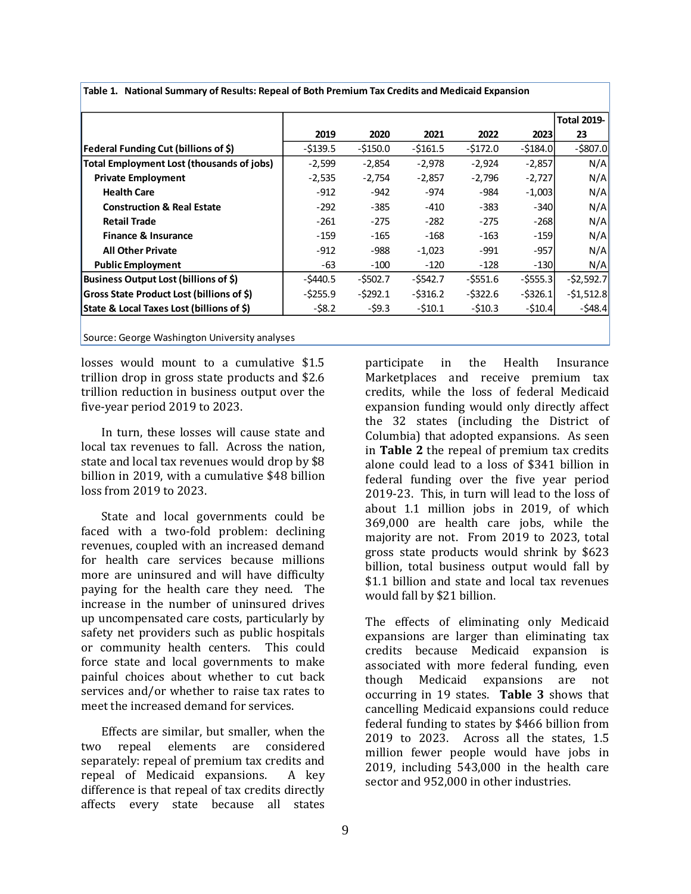**Table 1. National Summary of Results: Repeal of Both Premium Tax Credits and Medicaid Expansion**

| | 2019 | 2020 | 2021 | 2022 | 2023 | Total 2019-23 |
|---|---|---|---|---|---|---|
| **Federal Funding Cut (billions of $)** | -$139.5 | -$150.0 | -$161.5 | -$172.0 | -$184.0 | -$807.0 |
| **Total Employment Lost (thousands of jobs)** | -2,599 | -2,854 | -2,978 | -2,924 | -2,857 | N/A |
| **Private Employment** | -2,535 | -2,754 | -2,857 | -2,796 | -2,727 | N/A |
| **Health Care** | -912 | -942 | -974 | -984 | -1,003 | N/A |
| **Construction & Real Estate** | -292 | -385 | -410 | -383 | -340 | N/A |
| **Retail Trade** | -261 | -275 | -282 | -275 | -268 | N/A |
| **Finance & Insurance** | -159 | -165 | -168 | -163 | -159 | N/A |
| **All Other Private** | -912 | -988 | -1,023 | -991 | -957 | N/A |
| **Public Employment** | -63 | -100 | -120 | -128 | -130 | N/A |
| **Business Output Lost (billions of $)** | -$440.5 | -$502.7 | -$542.7 | -$551.6 | -$555.3 | -$2,592.7 |
| **Gross State Product Lost (billions of $)** | -$255.9 | -$292.1 | -$316.2 | -$322.6 | -$326.1 | -$1,512.8 |
| **State & Local Taxes Lost (billions of $)** | -$8.2 | -$9.3 | -$10.1 | -$10.3 | -$10.4 | -$48.4 |

Source: George Washington University analyses

losses would mount to a cumulative $1.5 trillion drop in gross state products and $2.6 trillion reduction in business output over the five-year period 2019 to 2023.

In turn, these losses will cause state and local tax revenues to fall. Across the nation, state and local tax revenues would drop by $8 billion in 2019, with a cumulative $48 billion loss from 2019 to 2023.

State and local governments could be faced with a two-fold problem: declining revenues, coupled with an increased demand for health care services because millions more are uninsured and will have difficulty paying for the health care they need. The increase in the number of uninsured drives up uncompensated care costs, particularly by safety net providers such as public hospitals or community health centers. This could force state and local governments to make painful choices about whether to cut back services and/or whether to raise tax rates to meet the increased demand for services.

Effects are similar, but smaller, when the two repeal elements are considered separately: repeal of premium tax credits and repeal of Medicaid expansions. A key difference is that repeal of tax credits directly affects every state because all states participate in the Health Insurance Marketplaces and receive premium tax credits, while the loss of federal Medicaid expansion funding would only directly affect the 32 states (including the District of Columbia) that adopted expansions. As seen in **Table 2** the repeal of premium tax credits alone could lead to a loss of $341 billion in federal funding over the five year period 2019-23. This, in turn will lead to the loss of about 1.1 million jobs in 2019, of which 369,000 are health care jobs, while the majority are not. From 2019 to 2023, total gross state products would shrink by $623 billion, total business output would fall by $1.1 billion and state and local tax revenues would fall by $21 billion.

The effects of eliminating only Medicaid expansions are larger than eliminating tax credits because Medicaid expansion is associated with more federal funding, even though Medicaid expansions are not occurring in 19 states. **Table 3** shows that cancelling Medicaid expansions could reduce federal funding to states by $466 billion from 2019 to 2023. Across all the states, 1.5 million fewer people would have jobs in 2019, including 543,000 in the health care sector and 952,000 in other industries.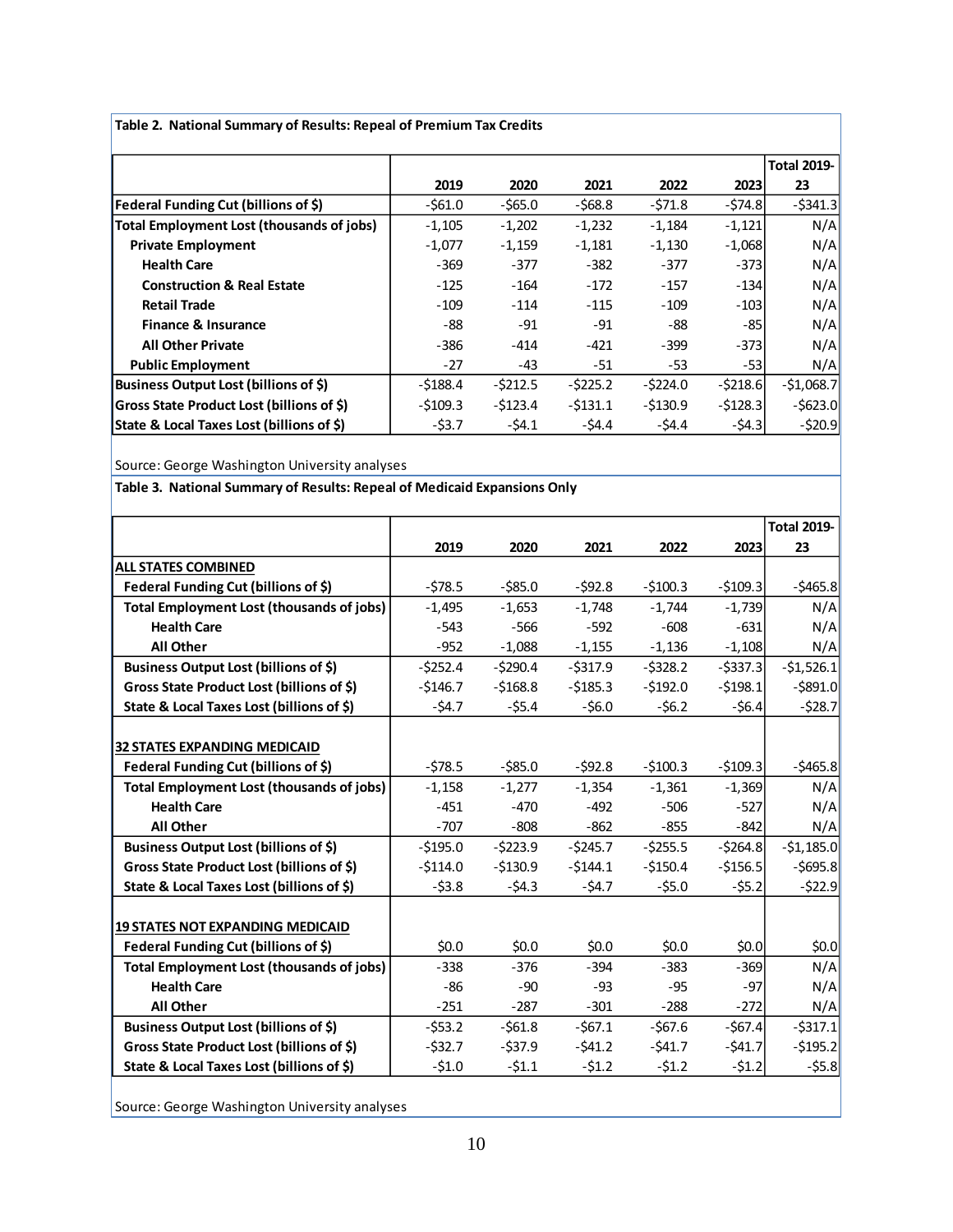**Table 2. National Summary of Results: Repeal of Premium Tax Credits**

| | 2019 | 2020 | 2021 | 2022 | 2023 | Total 2019-23 |
|---|---|---|---|---|---|---|
| **Federal Funding Cut (billions of $)** | -$61.0 | -$65.0 | -$68.8 | -$71.8 | -$74.8 | -$341.3 |
| **Total Employment Lost (thousands of jobs)** | -1,105 | -1,202 | -1,232 | -1,184 | -1,121 | N/A |
| **Private Employment** | -1,077 | -1,159 | -1,181 | -1,130 | -1,068 | N/A |
| **Health Care** | -369 | -377 | -382 | -377 | -373 | N/A |
| **Construction & Real Estate** | -125 | -164 | -172 | -157 | -134 | N/A |
| **Retail Trade** | -109 | -114 | -115 | -109 | -103 | N/A |
| **Finance & Insurance** | -88 | -91 | -91 | -88 | -85 | N/A |
| **All Other Private** | -386 | -414 | -421 | -399 | -373 | N/A |
| **Public Employment** | -27 | -43 | -51 | -53 | -53 | N/A |
| **Business Output Lost (billions of $)** | -$188.4 | -$212.5 | -$225.2 | -$224.0 | -$218.6 | -$1,068.7 |
| **Gross State Product Lost (billions of $)** | -$109.3 | -$123.4 | -$131.1 | -$130.9 | -$128.3 | -$623.0 |
| **State & Local Taxes Lost (billions of $)** | -$3.7 | -$4.1 | -$4.4 | -$4.4 | -$4.3 | -$20.9 |

Source: George Washington University analyses

**Table 3. National Summary of Results: Repeal of Medicaid Expansions Only**

| | 2019 | 2020 | 2021 | 2022 | 2023 | Total 2019-23 |
|---|---|---|---|---|---|---|
| **ALL STATES COMBINED** | | | | | | |
| **Federal Funding Cut (billions of $)** | -$78.5 | -$85.0 | -$92.8 | -$100.3 | -$109.3 | -$465.8 |
| **Total Employment Lost (thousands of jobs)** | -1,495 | -1,653 | -1,748 | -1,744 | -1,739 | N/A |
| **Health Care** | -543 | -566 | -592 | -608 | -631 | N/A |
| **All Other** | -952 | -1,088 | -1,155 | -1,136 | -1,108 | N/A |
| **Business Output Lost (billions of $)** | -$252.4 | -$290.4 | -$317.9 | -$328.2 | -$337.3 | -$1,526.1 |
| **Gross State Product Lost (billions of $)** | -$146.7 | -$168.8 | -$185.3 | -$192.0 | -$198.1 | -$891.0 |
| **State & Local Taxes Lost (billions of $)** | -$4.7 | -$5.4 | -$6.0 | -$6.2 | -$6.4 | -$28.7 |
| | | | | | | |
| **32 STATES EXPANDING MEDICAID** | | | | | | |
| **Federal Funding Cut (billions of $)** | -$78.5 | -$85.0 | -$92.8 | -$100.3 | -$109.3 | -$465.8 |
| **Total Employment Lost (thousands of jobs)** | -1,158 | -1,277 | -1,354 | -1,361 | -1,369 | N/A |
| **Health Care** | -451 | -470 | -492 | -506 | -527 | N/A |
| **All Other** | -707 | -808 | -862 | -855 | -842 | N/A |
| **Business Output Lost (billions of $)** | -$195.0 | -$223.9 | -$245.7 | -$255.5 | -$264.8 | -$1,185.0 |
| **Gross State Product Lost (billions of $)** | -$114.0 | -$130.9 | -$144.1 | -$150.4 | -$156.5 | -$695.8 |
| **State & Local Taxes Lost (billions of $)** | -$3.8 | -$4.3 | -$4.7 | -$5.0 | -$5.2 | -$22.9 |
| | | | | | | |
| **19 STATES NOT EXPANDING MEDICAID** | | | | | | |
| **Federal Funding Cut (billions of $)** | $0.0 | $0.0 | $0.0 | $0.0 | $0.0 | $0.0 |
| **Total Employment Lost (thousands of jobs)** | -338 | -376 | -394 | -383 | -369 | N/A |
| **Health Care** | -86 | -90 | -93 | -95 | -97 | N/A |
| **All Other** | -251 | -287 | -301 | -288 | -272 | N/A |
| **Business Output Lost (billions of $)** | -$53.2 | -$61.8 | -$67.1 | -$67.6 | -$67.4 | -$317.1 |
| **Gross State Product Lost (billions of $)** | -$32.7 | -$37.9 | -$41.2 | -$41.7 | -$41.7 | -$195.2 |
| **State & Local Taxes Lost (billions of $)** | -$1.0 | -$1.1 | -$1.2 | -$1.2 | -$1.2 | -$5.8 |

Source: George Washington University analyses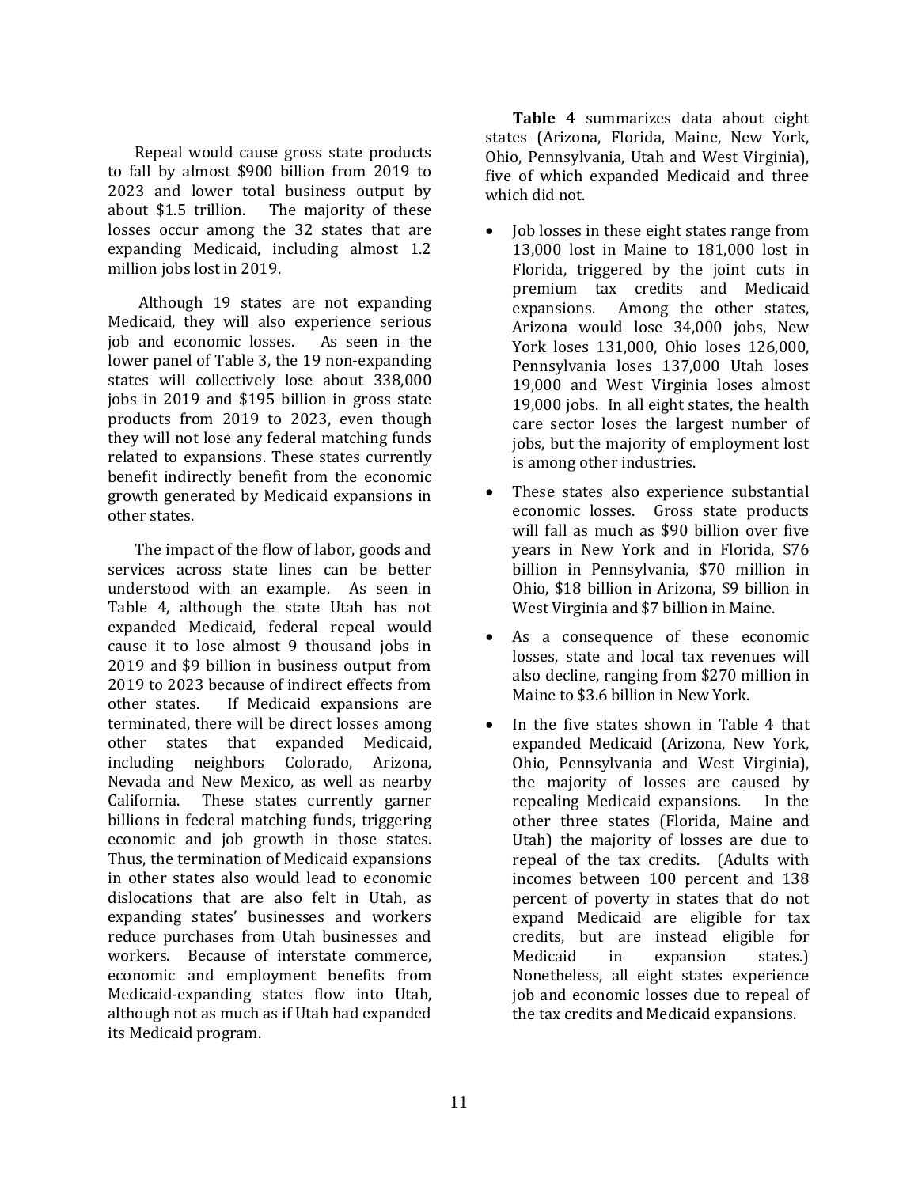Repeal would cause gross state products to fall by almost $900 billion from 2019 to 2023 and lower total business output by about $1.5 trillion. The majority of these losses occur among the 32 states that are expanding Medicaid, including almost 1.2 million jobs lost in 2019.

Although 19 states are not expanding Medicaid, they will also experience serious job and economic losses. As seen in the lower panel of Table 3, the 19 non-expanding states will collectively lose about 338,000 jobs in 2019 and $195 billion in gross state products from 2019 to 2023, even though they will not lose any federal matching funds related to expansions. These states currently benefit indirectly benefit from the economic growth generated by Medicaid expansions in other states.

The impact of the flow of labor, goods and services across state lines can be better understood with an example. As seen in Table 4, although the state Utah has not expanded Medicaid, federal repeal would cause it to lose almost 9 thousand jobs in 2019 and $9 billion in business output from 2019 to 2023 because of indirect effects from other states. If Medicaid expansions are terminated, there will be direct losses among other states that expanded Medicaid, including neighbors Colorado, Arizona, Nevada and New Mexico, as well as nearby California. These states currently garner billions in federal matching funds, triggering economic and job growth in those states. Thus, the termination of Medicaid expansions in other states also would lead to economic dislocations that are also felt in Utah, as expanding states' businesses and workers reduce purchases from Utah businesses and workers. Because of interstate commerce, economic and employment benefits from Medicaid-expanding states flow into Utah, although not as much as if Utah had expanded its Medicaid program.

**Table 4** summarizes data about eight states (Arizona, Florida, Maine, New York, Ohio, Pennsylvania, Utah and West Virginia), five of which expanded Medicaid and three which did not.

- Job losses in these eight states range from 13,000 lost in Maine to 181,000 lost in Florida, triggered by the joint cuts in premium tax credits and Medicaid expansions. Among the other states, Arizona would lose 34,000 jobs, New York loses 131,000, Ohio loses 126,000, Pennsylvania loses 137,000 Utah loses 19,000 and West Virginia loses almost 19,000 jobs. In all eight states, the health care sector loses the largest number of jobs, but the majority of employment lost is among other industries.
- These states also experience substantial economic losses. Gross state products will fall as much as $90 billion over five years in New York and in Florida, $76 billion in Pennsylvania, $70 million in Ohio, $18 billion in Arizona, $9 billion in West Virginia and $7 billion in Maine.
- As a consequence of these economic losses, state and local tax revenues will also decline, ranging from $270 million in Maine to $3.6 billion in New York.
- In the five states shown in Table 4 that expanded Medicaid (Arizona, New York, Ohio, Pennsylvania and West Virginia), the majority of losses are caused by repealing Medicaid expansions. In the other three states (Florida, Maine and Utah) the majority of losses are due to repeal of the tax credits. (Adults with incomes between 100 percent and 138 percent of poverty in states that do not expand Medicaid are eligible for tax credits, but are instead eligible for Medicaid in expansion states.) Nonetheless, all eight states experience job and economic losses due to repeal of the tax credits and Medicaid expansions.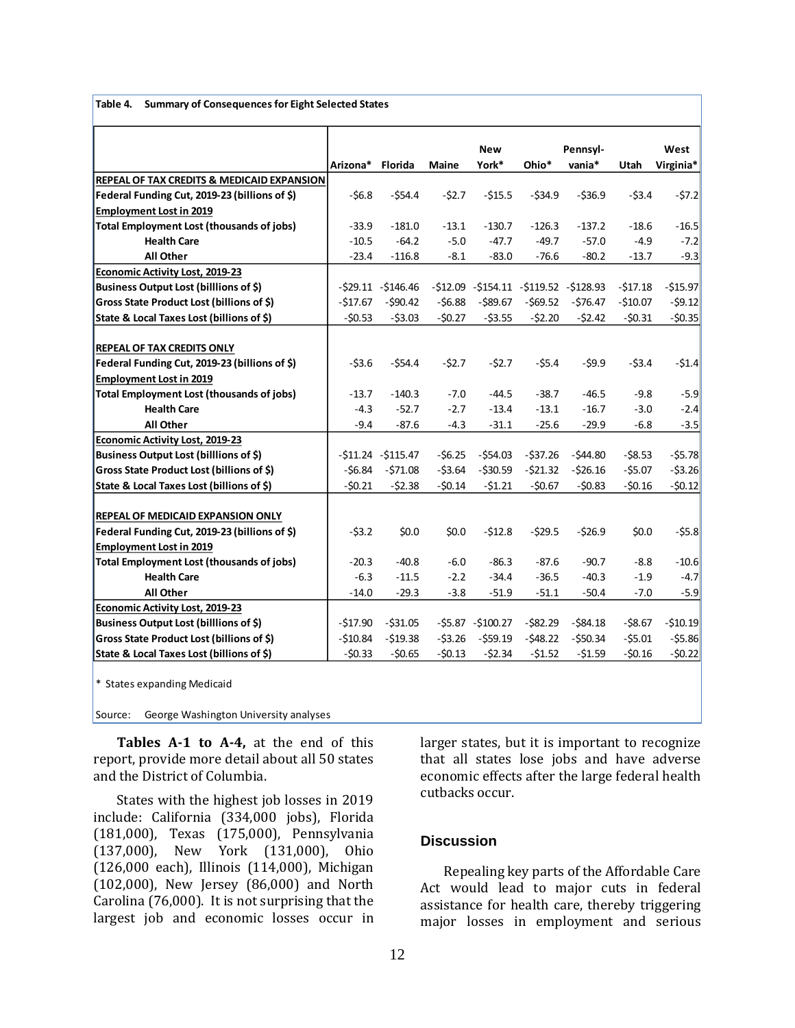**Table 4. Summary of Consequences for Eight Selected States**

| | Arizona* | Florida | Maine | New York* | Ohio* | Pennsyl-vania* | Utah | West Virginia* |
|---|---|---|---|---|---|---|---|---|
| **REPEAL OF TAX CREDITS & MEDICAID EXPANSION** | | | | | | | | |
| **Federal Funding Cut, 2019-23 (billions of $)** | -$6.8 | -$54.4 | -$2.7 | -$15.5 | -$34.9 | -$36.9 | -$3.4 | -$7.2 |
| **Employment Lost in 2019** | | | | | | | | |
| **Total Employment Lost (thousands of jobs)** | -33.9 | -181.0 | -13.1 | -130.7 | -126.3 | -137.2 | -18.6 | -16.5 |
| **Health Care** | -10.5 | -64.2 | -5.0 | -47.7 | -49.7 | -57.0 | -4.9 | -7.2 |
| **All Other** | -23.4 | -116.8 | -8.1 | -83.0 | -76.6 | -80.2 | -13.7 | -9.3 |
| **Economic Activity Lost, 2019-23** | | | | | | | | |
| **Business Output Lost (billlions of $)** | -$29.11 | -$146.46 | -$12.09 | -$154.11 | -$119.52 | -$128.93 | -$17.18 | -$15.97 |
| **Gross State Product Lost (billions of $)** | -$17.67 | -$90.42 | -$6.88 | -$89.67 | -$69.52 | -$76.47 | -$10.07 | -$9.12 |
| **State & Local Taxes Lost (billions of $)** | -$0.53 | -$3.03 | -$0.27 | -$3.55 | -$2.20 | -$2.42 | -$0.31 | -$0.35 |
| **REPEAL OF TAX CREDITS ONLY** | | | | | | | | |
| **Federal Funding Cut, 2019-23 (billions of $)** | -$3.6 | -$54.4 | -$2.7 | -$2.7 | -$5.4 | -$9.9 | -$3.4 | -$1.4 |
| **Employment Lost in 2019** | | | | | | | | |
| **Total Employment Lost (thousands of jobs)** | -13.7 | -140.3 | -7.0 | -44.5 | -38.7 | -46.5 | -9.8 | -5.9 |
| **Health Care** | -4.3 | -52.7 | -2.7 | -13.4 | -13.1 | -16.7 | -3.0 | -2.4 |
| **All Other** | -9.4 | -87.6 | -4.3 | -31.1 | -25.6 | -29.9 | -6.8 | -3.5 |
| **Economic Activity Lost, 2019-23** | | | | | | | | |
| **Business Output Lost (billlions of $)** | -$11.24 | -$115.47 | -$6.25 | -$54.03 | -$37.26 | -$44.80 | -$8.53 | -$5.78 |
| **Gross State Product Lost (billions of $)** | -$6.84 | -$71.08 | -$3.64 | -$30.59 | -$21.32 | -$26.16 | -$5.07 | -$3.26 |
| **State & Local Taxes Lost (billions of $)** | -$0.21 | -$2.38 | -$0.14 | -$1.21 | -$0.67 | -$0.83 | -$0.16 | -$0.12 |
| **REPEAL OF MEDICAID EXPANSION ONLY** | | | | | | | | |
| **Federal Funding Cut, 2019-23 (billions of $)** | -$3.2 | $0.0 | $0.0 | -$12.8 | -$29.5 | -$26.9 | $0.0 | -$5.8 |
| **Employment Lost in 2019** | | | | | | | | |
| **Total Employment Lost (thousands of jobs)** | -20.3 | -40.8 | -6.0 | -86.3 | -87.6 | -90.7 | -8.8 | -10.6 |
| **Health Care** | -6.3 | -11.5 | -2.2 | -34.4 | -36.5 | -40.3 | -1.9 | -4.7 |
| **All Other** | -14.0 | -29.3 | -3.8 | -51.9 | -51.1 | -50.4 | -7.0 | -5.9 |
| **Economic Activity Lost, 2019-23** | | | | | | | | |
| **Business Output Lost (billlions of $)** | -$17.90 | -$31.05 | -$5.87 | -$100.27 | -$82.29 | -$84.18 | -$8.67 | -$10.19 |
| **Gross State Product Lost (billions of $)** | -$10.84 | -$19.38 | -$3.26 | -$59.19 | -$48.22 | -$50.34 | -$5.01 | -$5.86 |
| **State & Local Taxes Lost (billions of $)** | -$0.33 | -$0.65 | -$0.13 | -$2.34 | -$1.52 | -$1.59 | -$0.16 | -$0.22 |

\* States expanding Medicaid

Source: George Washington University analyses

**Tables A-1 to A-4,** at the end of this report, provide more detail about all 50 states and the District of Columbia.

States with the highest job losses in 2019 include: California (334,000 jobs), Florida (181,000), Texas (175,000), Pennsylvania (137,000), New York (131,000), Ohio (126,000 each), Illinois (114,000), Michigan (102,000), New Jersey (86,000) and North Carolina (76,000). It is not surprising that the largest job and economic losses occur in larger states, but it is important to recognize that all states lose jobs and have adverse economic effects after the large federal health cutbacks occur.

## Discussion

Repealing key parts of the Affordable Care Act would lead to major cuts in federal assistance for health care, thereby triggering major losses in employment and serious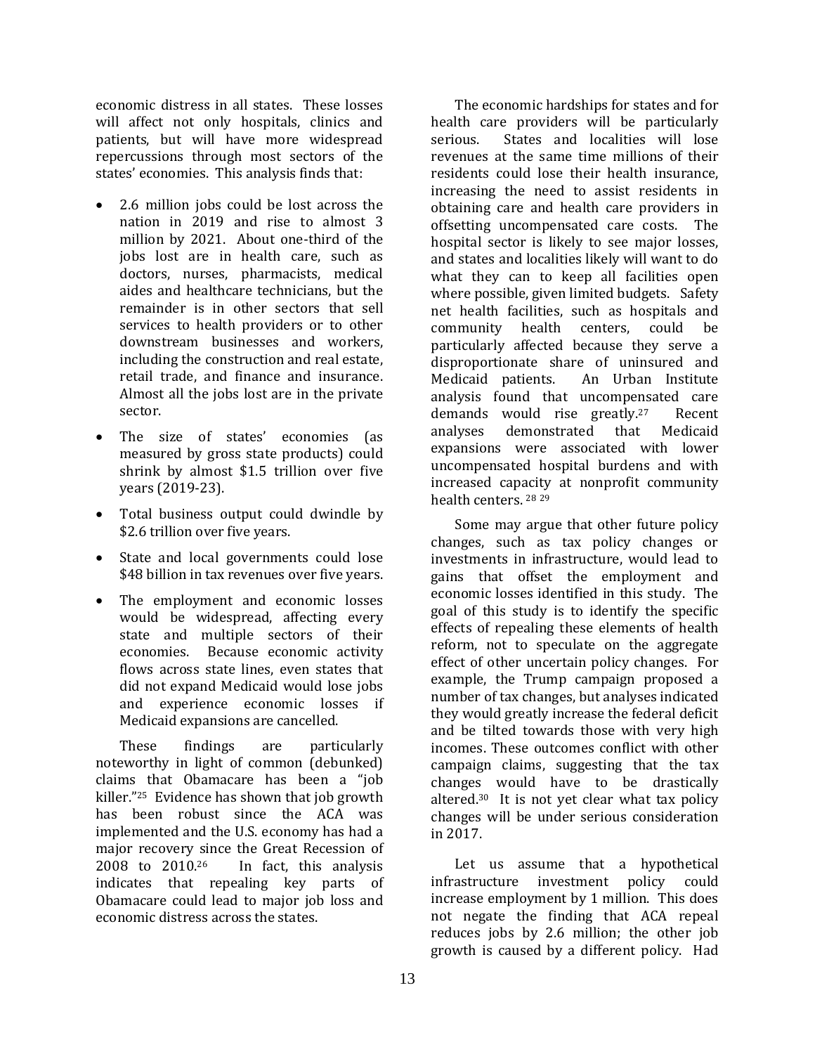economic distress in all states. These losses will affect not only hospitals, clinics and patients, but will have more widespread repercussions through most sectors of the states' economies. This analysis finds that:

- 2.6 million jobs could be lost across the nation in 2019 and rise to almost 3 million by 2021. About one-third of the jobs lost are in health care, such as doctors, nurses, pharmacists, medical aides and healthcare technicians, but the remainder is in other sectors that sell services to health providers or to other downstream businesses and workers, including the construction and real estate, retail trade, and finance and insurance. Almost all the jobs lost are in the private sector.
- The size of states' economies (as measured by gross state products) could shrink by almost $1.5 trillion over five years (2019-23).
- Total business output could dwindle by $2.6 trillion over five years.
- State and local governments could lose $48 billion in tax revenues over five years.
- The employment and economic losses would be widespread, affecting every state and multiple sectors of their economies. Because economic activity flows across state lines, even states that did not expand Medicaid would lose jobs and experience economic losses if Medicaid expansions are cancelled.

These findings are particularly noteworthy in light of common (debunked) claims that Obamacare has been a "job killer."[25] Evidence has shown that job growth has been robust since the ACA was implemented and the U.S. economy has had a major recovery since the Great Recession of 2008 to 2010.[26] In fact, this analysis indicates that repealing key parts of Obamacare could lead to major job loss and economic distress across the states.

The economic hardships for states and for health care providers will be particularly serious. States and localities will lose revenues at the same time millions of their residents could lose their health insurance, increasing the need to assist residents in obtaining care and health care providers in offsetting uncompensated care costs. The hospital sector is likely to see major losses, and states and localities likely will want to do what they can to keep all facilities open where possible, given limited budgets. Safety net health facilities, such as hospitals and community health centers, could be particularly affected because they serve a disproportionate share of uninsured and Medicaid patients. An Urban Institute analysis found that uncompensated care demands would rise greatly.[27] Recent analyses demonstrated that Medicaid expansions were associated with lower uncompensated hospital burdens and with increased capacity at nonprofit community health centers.[28] [29]

Some may argue that other future policy changes, such as tax policy changes or investments in infrastructure, would lead to gains that offset the employment and economic losses identified in this study. The goal of this study is to identify the specific effects of repealing these elements of health reform, not to speculate on the aggregate effect of other uncertain policy changes. For example, the Trump campaign proposed a number of tax changes, but analyses indicated they would greatly increase the federal deficit and be tilted towards those with very high incomes. These outcomes conflict with other campaign claims, suggesting that the tax changes would have to be drastically altered.[30] It is not yet clear what tax policy changes will be under serious consideration in 2017.

Let us assume that a hypothetical infrastructure investment policy could increase employment by 1 million. This does not negate the finding that ACA repeal reduces jobs by 2.6 million; the other job growth is caused by a different policy. Had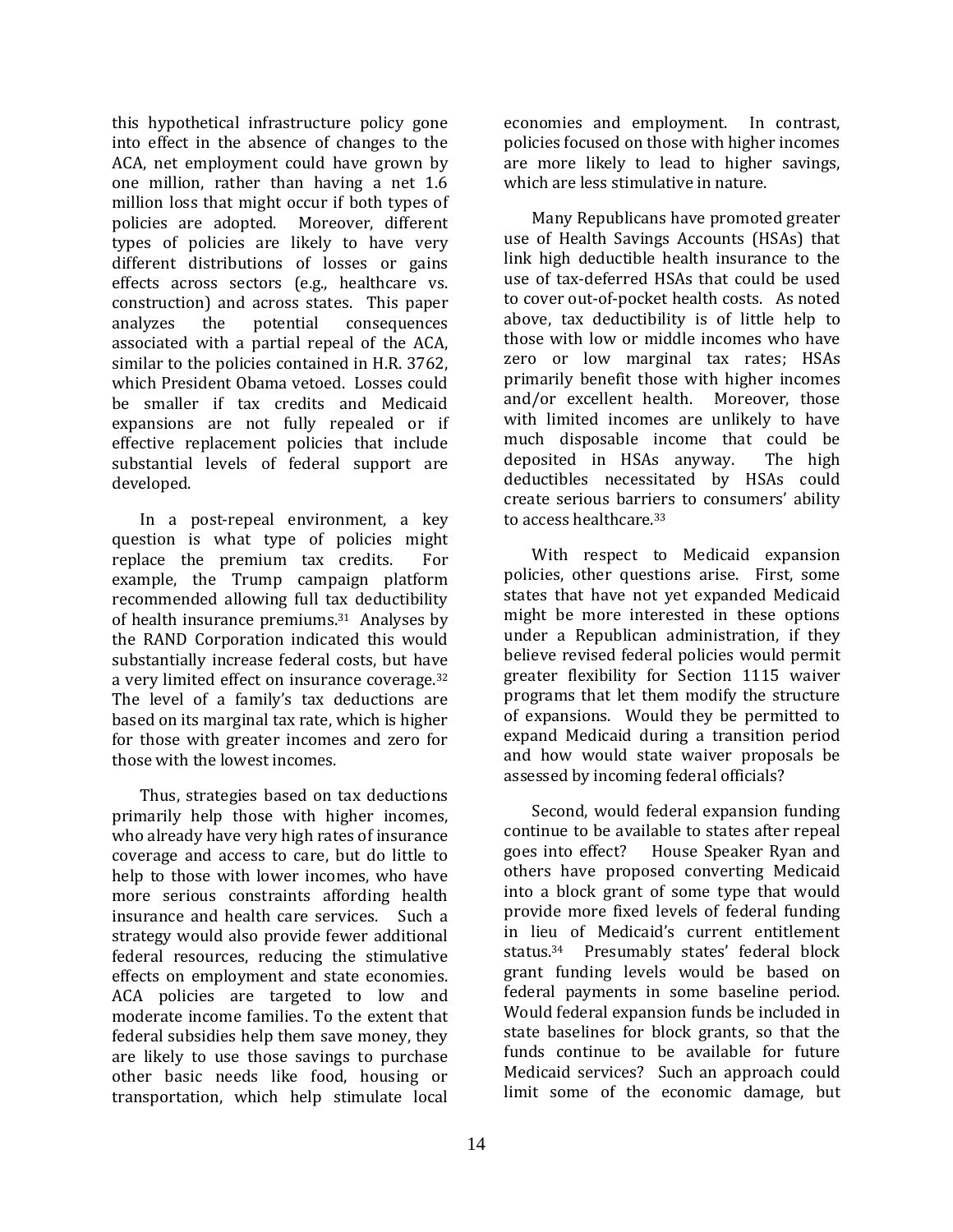this hypothetical infrastructure policy gone into effect in the absence of changes to the ACA, net employment could have grown by one million, rather than having a net 1.6 million loss that might occur if both types of policies are adopted. Moreover, different types of policies are likely to have very different distributions of losses or gains effects across sectors (e.g., healthcare vs. construction) and across states. This paper analyzes the potential consequences associated with a partial repeal of the ACA, similar to the policies contained in H.R. 3762, which President Obama vetoed. Losses could be smaller if tax credits and Medicaid expansions are not fully repealed or if effective replacement policies that include substantial levels of federal support are developed.

In a post-repeal environment, a key question is what type of policies might replace the premium tax credits. For example, the Trump campaign platform recommended allowing full tax deductibility of health insurance premiums.[31] Analyses by the RAND Corporation indicated this would substantially increase federal costs, but have a very limited effect on insurance coverage.[32] The level of a family's tax deductions are based on its marginal tax rate, which is higher for those with greater incomes and zero for those with the lowest incomes.

Thus, strategies based on tax deductions primarily help those with higher incomes, who already have very high rates of insurance coverage and access to care, but do little to help to those with lower incomes, who have more serious constraints affording health insurance and health care services. Such a strategy would also provide fewer additional federal resources, reducing the stimulative effects on employment and state economies. ACA policies are targeted to low and moderate income families. To the extent that federal subsidies help them save money, they are likely to use those savings to purchase other basic needs like food, housing or transportation, which help stimulate local economies and employment. In contrast, policies focused on those with higher incomes are more likely to lead to higher savings, which are less stimulative in nature.

Many Republicans have promoted greater use of Health Savings Accounts (HSAs) that link high deductible health insurance to the use of tax-deferred HSAs that could be used to cover out-of-pocket health costs. As noted above, tax deductibility is of little help to those with low or middle incomes who have zero or low marginal tax rates; HSAs primarily benefit those with higher incomes and/or excellent health. Moreover, those with limited incomes are unlikely to have much disposable income that could be deposited in HSAs anyway. The high deductibles necessitated by HSAs could create serious barriers to consumers' ability to access healthcare.[33]

With respect to Medicaid expansion policies, other questions arise. First, some states that have not yet expanded Medicaid might be more interested in these options under a Republican administration, if they believe revised federal policies would permit greater flexibility for Section 1115 waiver programs that let them modify the structure of expansions. Would they be permitted to expand Medicaid during a transition period and how would state waiver proposals be assessed by incoming federal officials?

Second, would federal expansion funding continue to be available to states after repeal goes into effect? House Speaker Ryan and others have proposed converting Medicaid into a block grant of some type that would provide more fixed levels of federal funding in lieu of Medicaid's current entitlement status.[34] Presumably states' federal block grant funding levels would be based on federal payments in some baseline period. Would federal expansion funds be included in state baselines for block grants, so that the funds continue to be available for future Medicaid services? Such an approach could limit some of the economic damage, but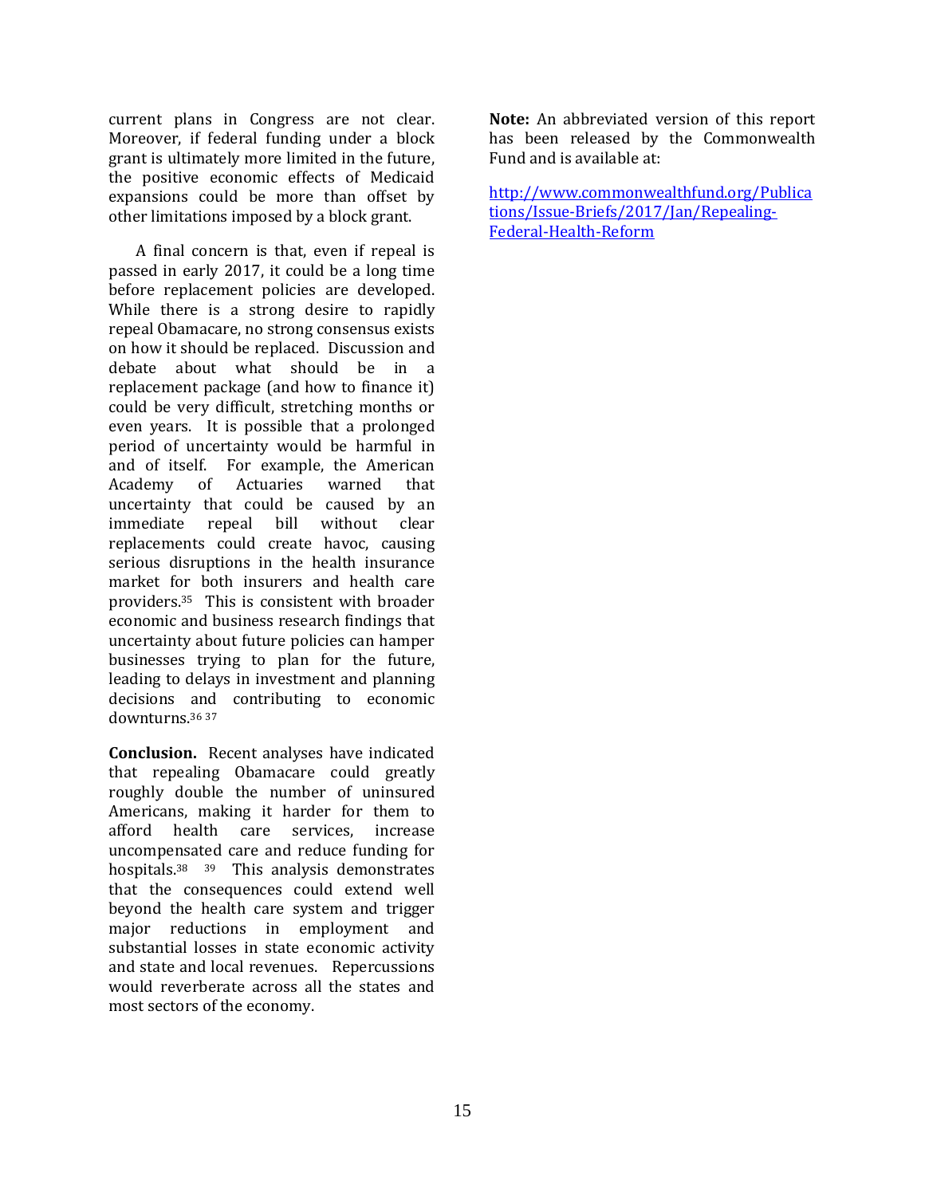current plans in Congress are not clear. Moreover, if federal funding under a block grant is ultimately more limited in the future, the positive economic effects of Medicaid expansions could be more than offset by other limitations imposed by a block grant.

A final concern is that, even if repeal is passed in early 2017, it could be a long time before replacement policies are developed. While there is a strong desire to rapidly repeal Obamacare, no strong consensus exists on how it should be replaced. Discussion and debate about what should be in a replacement package (and how to finance it) could be very difficult, stretching months or even years. It is possible that a prolonged period of uncertainty would be harmful in and of itself. For example, the American Academy of Actuaries warned that uncertainty that could be caused by an immediate repeal bill without clear replacements could create havoc, causing serious disruptions in the health insurance market for both insurers and health care providers.[35] This is consistent with broader economic and business research findings that uncertainty about future policies can hamper businesses trying to plan for the future, leading to delays in investment and planning decisions and contributing to economic downturns.[36] [37]

**Conclusion.** Recent analyses have indicated that repealing Obamacare could greatly roughly double the number of uninsured Americans, making it harder for them to afford health care services, increase uncompensated care and reduce funding for hospitals.[38] [39] This analysis demonstrates that the consequences could extend well beyond the health care system and trigger major reductions in employment and substantial losses in state economic activity and state and local revenues. Repercussions would reverberate across all the states and most sectors of the economy.

**Note:** An abbreviated version of this report has been released by the Commonwealth Fund and is available at:

[http://www.commonwealthfund.org/Publications/Issue-Briefs/2017/Jan/Repealing-Federal-Health-Reform](http://www.commonwealthfund.org/Publications/Issue-Briefs/2017/Jan/Repealing-Federal-Health-Reform)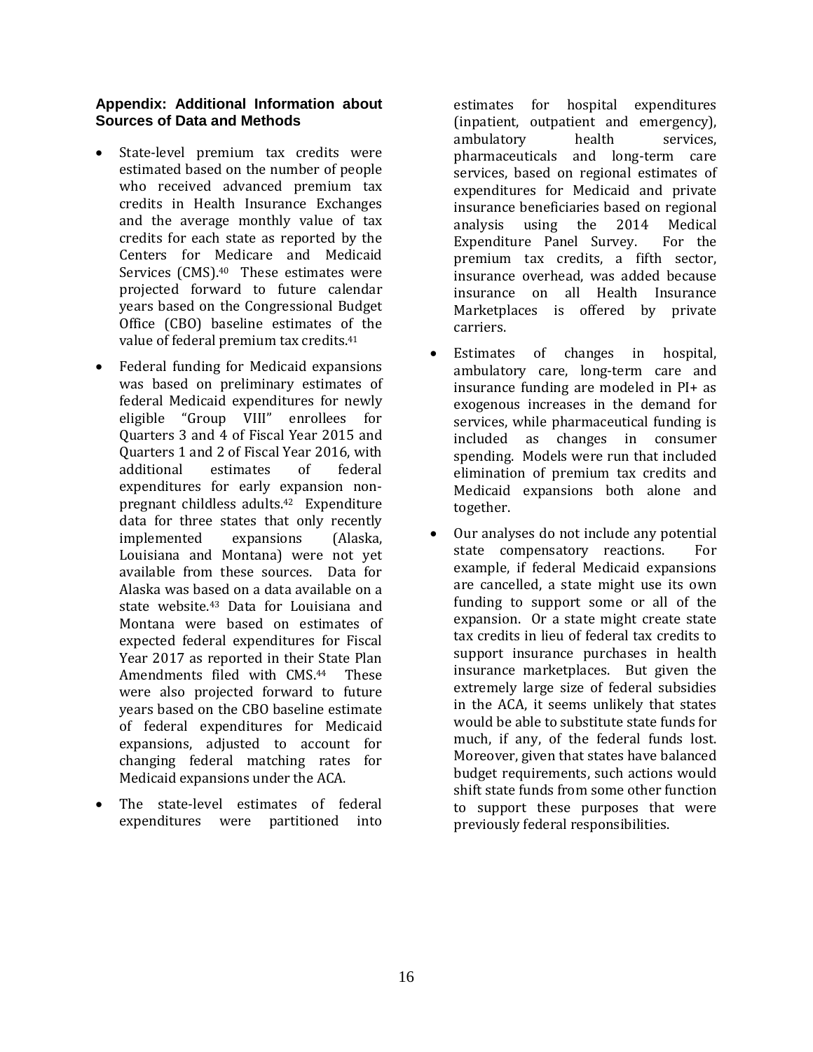## Appendix: Additional Information about Sources of Data and Methods

- State-level premium tax credits were estimated based on the number of people who received advanced premium tax credits in Health Insurance Exchanges and the average monthly value of tax credits for each state as reported by the Centers for Medicare and Medicaid Services (CMS).[40] These estimates were projected forward to future calendar years based on the Congressional Budget Office (CBO) baseline estimates of the value of federal premium tax credits.[41]

- Federal funding for Medicaid expansions was based on preliminary estimates of federal Medicaid expenditures for newly eligible "Group VIII" enrollees for Quarters 3 and 4 of Fiscal Year 2015 and Quarters 1 and 2 of Fiscal Year 2016, with additional estimates of federal expenditures for early expansion non-pregnant childless adults.[42] Expenditure data for three states that only recently implemented expansions (Alaska, Louisiana and Montana) were not yet available from these sources. Data for Alaska was based on a data available on a state website.[43] Data for Louisiana and Montana were based on estimates of expected federal expenditures for Fiscal Year 2017 as reported in their State Plan Amendments filed with CMS.[44] These were also projected forward to future years based on the CBO baseline estimate of federal expenditures for Medicaid expansions, adjusted to account for changing federal matching rates for Medicaid expansions under the ACA.

- The state-level estimates of federal expenditures were partitioned into estimates for hospital expenditures (inpatient, outpatient and emergency), ambulatory health services, pharmaceuticals and long-term care services, based on regional estimates of expenditures for Medicaid and private insurance beneficiaries based on regional analysis using the 2014 Medical Expenditure Panel Survey. For the premium tax credits, a fifth sector, insurance overhead, was added because insurance on all Health Insurance Marketplaces is offered by private carriers.

- Estimates of changes in hospital, ambulatory care, long-term care and insurance funding are modeled in PI+ as exogenous increases in the demand for services, while pharmaceutical funding is included as changes in consumer spending. Models were run that included elimination of premium tax credits and Medicaid expansions both alone and together.

- Our analyses do not include any potential state compensatory reactions. For example, if federal Medicaid expansions are cancelled, a state might use its own funding to support some or all of the expansion. Or a state might create state tax credits in lieu of federal tax credits to support insurance purchases in health insurance marketplaces. But given the extremely large size of federal subsidies in the ACA, it seems unlikely that states would be able to substitute state funds for much, if any, of the federal funds lost. Moreover, given that states have balanced budget requirements, such actions would shift state funds from some other function to support these purposes that were previously federal responsibilities.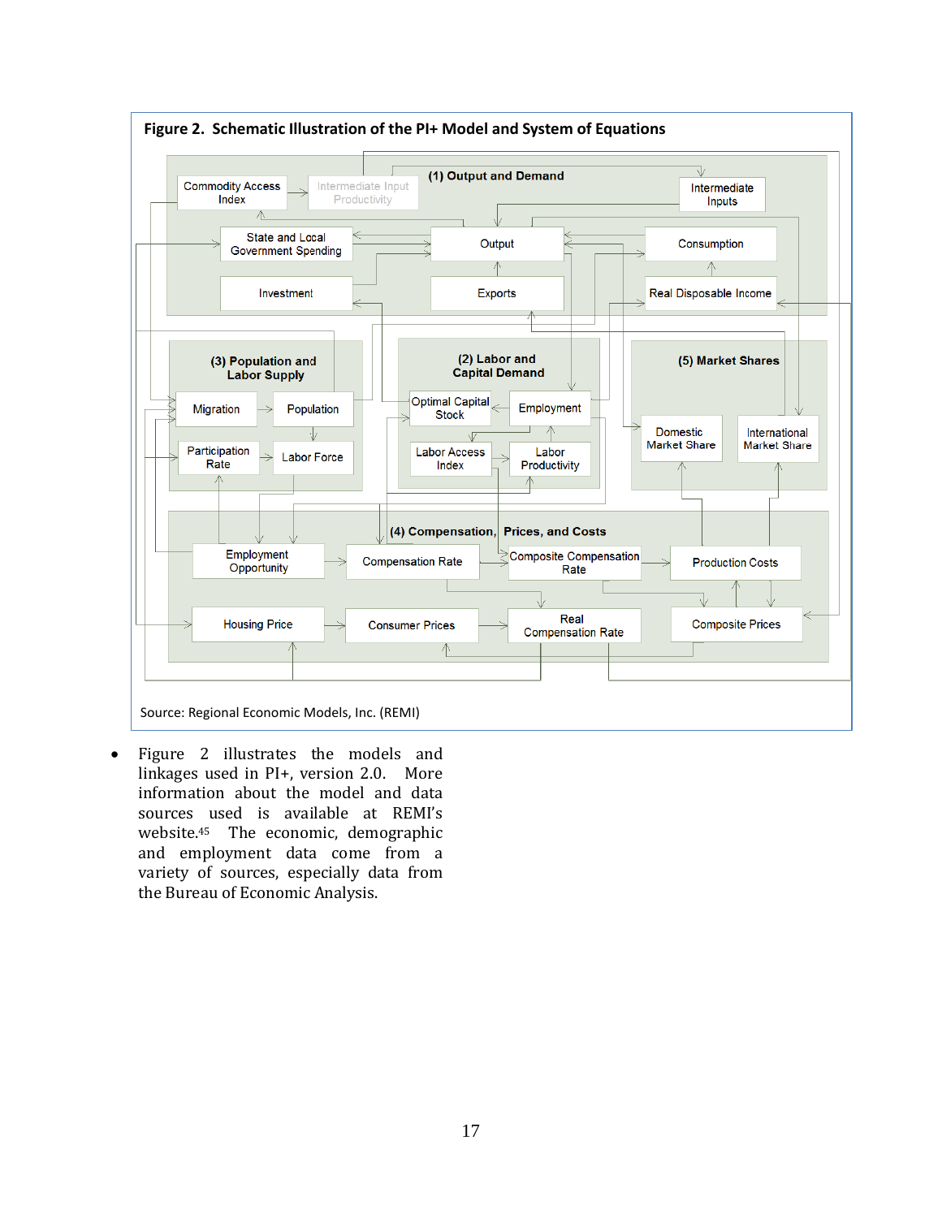**Figure 2. Schematic Illustration of the PI+ Model and System of Equations**

(1) Output and Demand

Commodity Access Index

Intermediate Input Productivity

Intermediate Inputs

State and Local Government Spending

Output

Consumption

Investment

Exports

Real Disposable Income

(3) Population and Labor Supply

Migration

Population

Participation Rate

Labor Force

(2) Labor and Capital Demand

Optimal Capital Stock

Employment

Labor Access Index

Labor Productivity

(5) Market Shares

Domestic Market Share

International Market Share

(4) Compensation, Prices, and Costs

Employment Opportunity

Compensation Rate

Composite Compensation Rate

Production Costs

Housing Price

Consumer Prices

Real Compensation Rate

Composite Prices

Source: Regional Economic Models, Inc. (REMI)

- Figure 2 illustrates the models and linkages used in PI+, version 2.0. More information about the model and data sources used is available at REMI's website.[45] The economic, demographic and employment data come from a variety of sources, especially data from the Bureau of Economic Analysis.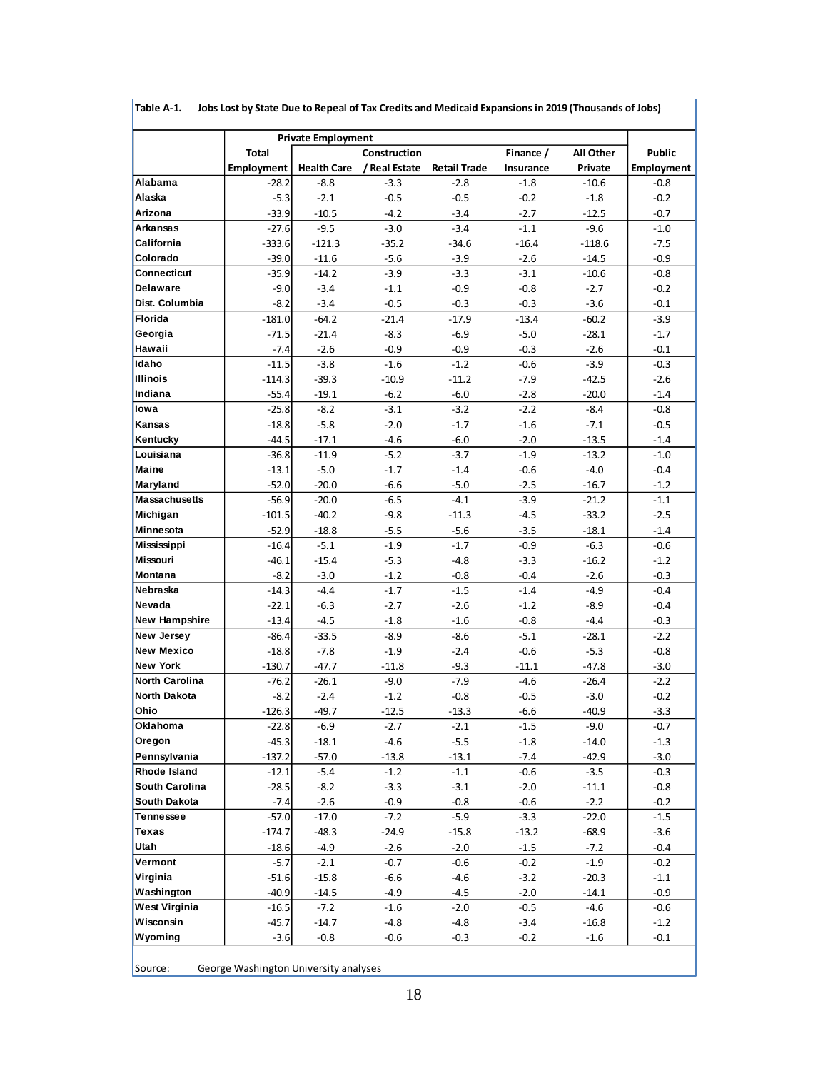**Table A-1. Jobs Lost by State Due to Repeal of Tax Credits and Medicaid Expansions in 2019 (Thousands of Jobs)**

| | Private Employment | | | | | | |
|---|---|---|---|---|---|---|---|
| | Total Employment | Health Care | Construction / Real Estate | Retail Trade | Finance / Insurance | All Other Private | Public Employment |
| Alabama | -28.2 | -8.8 | -3.3 | -2.8 | -1.8 | -10.6 | -0.8 |
| Alaska | -5.3 | -2.1 | -0.5 | -0.5 | -0.2 | -1.8 | -0.2 |
| Arizona | -33.9 | -10.5 | -4.2 | -3.4 | -2.7 | -12.5 | -0.7 |
| Arkansas | -27.6 | -9.5 | -3.0 | -3.4 | -1.1 | -9.6 | -1.0 |
| California | -333.6 | -121.3 | -35.2 | -34.6 | -16.4 | -118.6 | -7.5 |
| Colorado | -39.0 | -11.6 | -5.6 | -3.9 | -2.6 | -14.5 | -0.9 |
| Connecticut | -35.9 | -14.2 | -3.9 | -3.3 | -3.1 | -10.6 | -0.8 |
| Delaware | -9.0 | -3.4 | -1.1 | -0.9 | -0.8 | -2.7 | -0.2 |
| Dist. Columbia | -8.2 | -3.4 | -0.5 | -0.3 | -0.3 | -3.6 | -0.1 |
| Florida | -181.0 | -64.2 | -21.4 | -17.9 | -13.4 | -60.2 | -3.9 |
| Georgia | -71.5 | -21.4 | -8.3 | -6.9 | -5.0 | -28.1 | -1.7 |
| Hawaii | -7.4 | -2.6 | -0.9 | -0.9 | -0.3 | -2.6 | -0.1 |
| Idaho | -11.5 | -3.8 | -1.6 | -1.2 | -0.6 | -3.9 | -0.3 |
| Illinois | -114.3 | -39.3 | -10.9 | -11.2 | -7.9 | -42.5 | -2.6 |
| Indiana | -55.4 | -19.1 | -6.2 | -6.0 | -2.8 | -20.0 | -1.4 |
| Iowa | -25.8 | -8.2 | -3.1 | -3.2 | -2.2 | -8.4 | -0.8 |
| Kansas | -18.8 | -5.8 | -2.0 | -1.7 | -1.6 | -7.1 | -0.5 |
| Kentucky | -44.5 | -17.1 | -4.6 | -6.0 | -2.0 | -13.5 | -1.4 |
| Louisiana | -36.8 | -11.9 | -5.2 | -3.7 | -1.9 | -13.2 | -1.0 |
| Maine | -13.1 | -5.0 | -1.7 | -1.4 | -0.6 | -4.0 | -0.4 |
| Maryland | -52.0 | -20.0 | -6.6 | -5.0 | -2.5 | -16.7 | -1.2 |
| Massachusetts | -56.9 | -20.0 | -6.5 | -4.1 | -3.9 | -21.2 | -1.1 |
| Michigan | -101.5 | -40.2 | -9.8 | -11.3 | -4.5 | -33.2 | -2.5 |
| Minnesota | -52.9 | -18.8 | -5.5 | -5.6 | -3.5 | -18.1 | -1.4 |
| Mississippi | -16.4 | -5.1 | -1.9 | -1.7 | -0.9 | -6.3 | -0.6 |
| Missouri | -46.1 | -15.4 | -5.3 | -4.8 | -3.3 | -16.2 | -1.2 |
| Montana | -8.2 | -3.0 | -1.2 | -0.8 | -0.4 | -2.6 | -0.3 |
| Nebraska | -14.3 | -4.4 | -1.7 | -1.5 | -1.4 | -4.9 | -0.4 |
| Nevada | -22.1 | -6.3 | -2.7 | -2.6 | -1.2 | -8.9 | -0.4 |
| New Hampshire | -13.4 | -4.5 | -1.8 | -1.6 | -0.8 | -4.4 | -0.3 |
| New Jersey | -86.4 | -33.5 | -8.9 | -8.6 | -5.1 | -28.1 | -2.2 |
| New Mexico | -18.8 | -7.8 | -1.9 | -2.4 | -0.6 | -5.3 | -0.8 |
| New York | -130.7 | -47.7 | -11.8 | -9.3 | -11.1 | -47.8 | -3.0 |
| North Carolina | -76.2 | -26.1 | -9.0 | -7.9 | -4.6 | -26.4 | -2.2 |
| North Dakota | -8.2 | -2.4 | -1.2 | -0.8 | -0.5 | -3.0 | -0.2 |
| Ohio | -126.3 | -49.7 | -12.5 | -13.3 | -6.6 | -40.9 | -3.3 |
| Oklahoma | -22.8 | -6.9 | -2.7 | -2.1 | -1.5 | -9.0 | -0.7 |
| Oregon | -45.3 | -18.1 | -4.6 | -5.5 | -1.8 | -14.0 | -1.3 |
| Pennsylvania | -137.2 | -57.0 | -13.8 | -13.1 | -7.4 | -42.9 | -3.0 |
| Rhode Island | -12.1 | -5.4 | -1.2 | -1.1 | -0.6 | -3.5 | -0.3 |
| South Carolina | -28.5 | -8.2 | -3.3 | -3.1 | -2.0 | -11.1 | -0.8 |
| South Dakota | -7.4 | -2.6 | -0.9 | -0.8 | -0.6 | -2.2 | -0.2 |
| Tennessee | -57.0 | -17.0 | -7.2 | -5.9 | -3.3 | -22.0 | -1.5 |
| Texas | -174.7 | -48.3 | -24.9 | -15.8 | -13.2 | -68.9 | -3.6 |
| Utah | -18.6 | -4.9 | -2.6 | -2.0 | -1.5 | -7.2 | -0.4 |
| Vermont | -5.7 | -2.1 | -0.7 | -0.6 | -0.2 | -1.9 | -0.2 |
| Virginia | -51.6 | -15.8 | -6.6 | -4.6 | -3.2 | -20.3 | -1.1 |
| Washington | -40.9 | -14.5 | -4.9 | -4.5 | -2.0 | -14.1 | -0.9 |
| West Virginia | -16.5 | -7.2 | -1.6 | -2.0 | -0.5 | -4.6 | -0.6 |
| Wisconsin | -45.7 | -14.7 | -4.8 | -4.8 | -3.4 | -16.8 | -1.2 |
| Wyoming | -3.6 | -0.8 | -0.6 | -0.3 | -0.2 | -1.6 | -0.1 |

Source: George Washington University analyses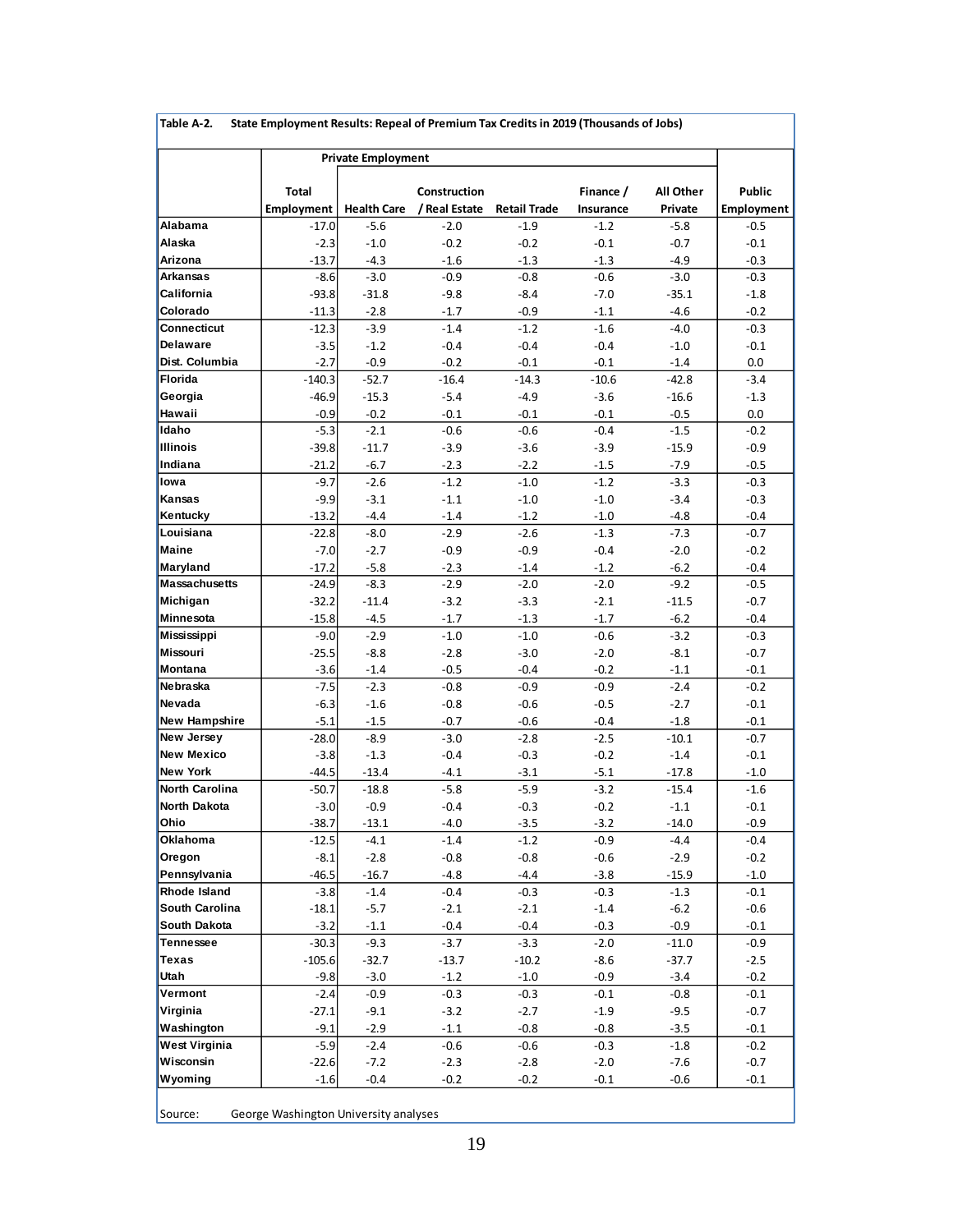**Table A-2. State Employment Results: Repeal of Premium Tax Credits in 2019 (Thousands of Jobs)**

| | Private Employment | | | | | | |
|---|---|---|---|---|---|---|---|
| | Total Employment | Health Care | Construction / Real Estate | Retail Trade | Finance / Insurance | All Other Private | Public Employment |
| Alabama | -17.0 | -5.6 | -2.0 | -1.9 | -1.2 | -5.8 | -0.5 |
| Alaska | -2.3 | -1.0 | -0.2 | -0.2 | -0.1 | -0.7 | -0.1 |
| Arizona | -13.7 | -4.3 | -1.6 | -1.3 | -1.3 | -4.9 | -0.3 |
| Arkansas | -8.6 | -3.0 | -0.9 | -0.8 | -0.6 | -3.0 | -0.3 |
| California | -93.8 | -31.8 | -9.8 | -8.4 | -7.0 | -35.1 | -1.8 |
| Colorado | -11.3 | -2.8 | -1.7 | -0.9 | -1.1 | -4.6 | -0.2 |
| Connecticut | -12.3 | -3.9 | -1.4 | -1.2 | -1.6 | -4.0 | -0.3 |
| Delaware | -3.5 | -1.2 | -0.4 | -0.4 | -0.4 | -1.0 | -0.1 |
| Dist. Columbia | -2.7 | -0.9 | -0.2 | -0.1 | -0.1 | -1.4 | 0.0 |
| Florida | -140.3 | -52.7 | -16.4 | -14.3 | -10.6 | -42.8 | -3.4 |
| Georgia | -46.9 | -15.3 | -5.4 | -4.9 | -3.6 | -16.6 | -1.3 |
| Hawaii | -0.9 | -0.2 | -0.1 | -0.1 | -0.1 | -0.5 | 0.0 |
| Idaho | -5.3 | -2.1 | -0.6 | -0.6 | -0.4 | -1.5 | -0.2 |
| Illinois | -39.8 | -11.7 | -3.9 | -3.6 | -3.9 | -15.9 | -0.9 |
| Indiana | -21.2 | -6.7 | -2.3 | -2.2 | -1.5 | -7.9 | -0.5 |
| Iowa | -9.7 | -2.6 | -1.2 | -1.0 | -1.2 | -3.3 | -0.3 |
| Kansas | -9.9 | -3.1 | -1.1 | -1.0 | -1.0 | -3.4 | -0.3 |
| Kentucky | -13.2 | -4.4 | -1.4 | -1.2 | -1.0 | -4.8 | -0.4 |
| Louisiana | -22.8 | -8.0 | -2.9 | -2.6 | -1.3 | -7.3 | -0.7 |
| Maine | -7.0 | -2.7 | -0.9 | -0.9 | -0.4 | -2.0 | -0.2 |
| Maryland | -17.2 | -5.8 | -2.3 | -1.4 | -1.2 | -6.2 | -0.4 |
| Massachusetts | -24.9 | -8.3 | -2.9 | -2.0 | -2.0 | -9.2 | -0.5 |
| Michigan | -32.2 | -11.4 | -3.2 | -3.3 | -2.1 | -11.5 | -0.7 |
| Minnesota | -15.8 | -4.5 | -1.7 | -1.3 | -1.7 | -6.2 | -0.4 |
| Mississippi | -9.0 | -2.9 | -1.0 | -1.0 | -0.6 | -3.2 | -0.3 |
| Missouri | -25.5 | -8.8 | -2.8 | -3.0 | -2.0 | -8.1 | -0.7 |
| Montana | -3.6 | -1.4 | -0.5 | -0.4 | -0.2 | -1.1 | -0.1 |
| Nebraska | -7.5 | -2.3 | -0.8 | -0.9 | -0.9 | -2.4 | -0.2 |
| Nevada | -6.3 | -1.6 | -0.8 | -0.6 | -0.5 | -2.7 | -0.1 |
| New Hampshire | -5.1 | -1.5 | -0.7 | -0.6 | -0.4 | -1.8 | -0.1 |
| New Jersey | -28.0 | -8.9 | -3.0 | -2.8 | -2.5 | -10.1 | -0.7 |
| New Mexico | -3.8 | -1.3 | -0.4 | -0.3 | -0.2 | -1.4 | -0.1 |
| New York | -44.5 | -13.4 | -4.1 | -3.1 | -5.1 | -17.8 | -1.0 |
| North Carolina | -50.7 | -18.8 | -5.8 | -5.9 | -3.2 | -15.4 | -1.6 |
| North Dakota | -3.0 | -0.9 | -0.4 | -0.3 | -0.2 | -1.1 | -0.1 |
| Ohio | -38.7 | -13.1 | -4.0 | -3.5 | -3.2 | -14.0 | -0.9 |
| Oklahoma | -12.5 | -4.1 | -1.4 | -1.2 | -0.9 | -4.4 | -0.4 |
| Oregon | -8.1 | -2.8 | -0.8 | -0.8 | -0.6 | -2.9 | -0.2 |
| Pennsylvania | -46.5 | -16.7 | -4.8 | -4.4 | -3.8 | -15.9 | -1.0 |
| Rhode Island | -3.8 | -1.4 | -0.4 | -0.3 | -0.3 | -1.3 | -0.1 |
| South Carolina | -18.1 | -5.7 | -2.1 | -2.1 | -1.4 | -6.2 | -0.6 |
| South Dakota | -3.2 | -1.1 | -0.4 | -0.4 | -0.3 | -0.9 | -0.1 |
| Tennessee | -30.3 | -9.3 | -3.7 | -3.3 | -2.0 | -11.0 | -0.9 |
| Texas | -105.6 | -32.7 | -13.7 | -10.2 | -8.6 | -37.7 | -2.5 |
| Utah | -9.8 | -3.0 | -1.2 | -1.0 | -0.9 | -3.4 | -0.2 |
| Vermont | -2.4 | -0.9 | -0.3 | -0.3 | -0.1 | -0.8 | -0.1 |
| Virginia | -27.1 | -9.1 | -3.2 | -2.7 | -1.9 | -9.5 | -0.7 |
| Washington | -9.1 | -2.9 | -1.1 | -0.8 | -0.8 | -3.5 | -0.1 |
| West Virginia | -5.9 | -2.4 | -0.6 | -0.6 | -0.3 | -1.8 | -0.2 |
| Wisconsin | -22.6 | -7.2 | -2.3 | -2.8 | -2.0 | -7.6 | -0.7 |
| Wyoming | -1.6 | -0.4 | -0.2 | -0.2 | -0.1 | -0.6 | -0.1 |

Source: George Washington University analyses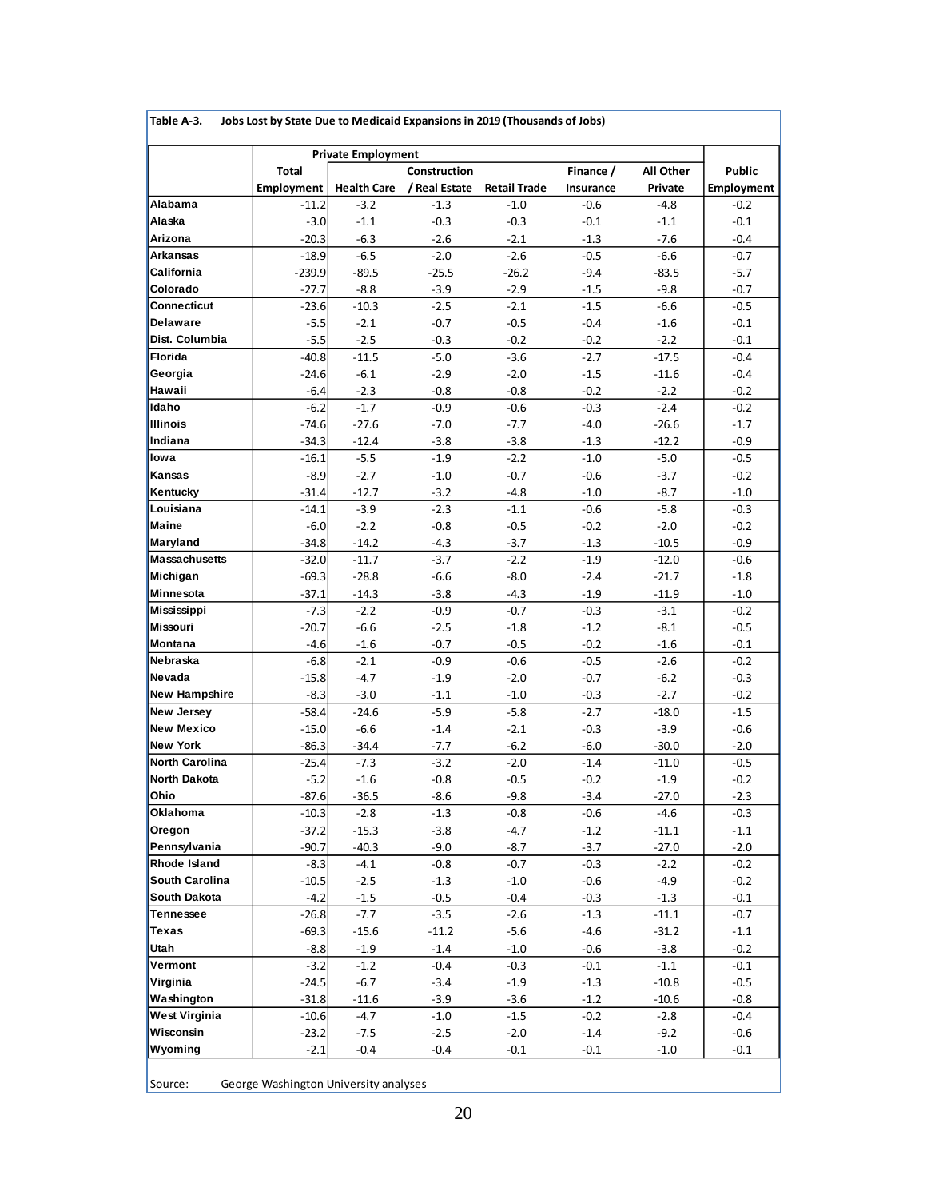**Table A-3. Jobs Lost by State Due to Medicaid Expansions in 2019 (Thousands of Jobs)**

| | Private Employment | | | | | | |
|---|---|---|---|---|---|---|---|
| | Total Employment | Health Care | Construction / Real Estate | Retail Trade | Finance / Insurance | All Other Private | Public Employment |
| Alabama | -11.2 | -3.2 | -1.3 | -1.0 | -0.6 | -4.8 | -0.2 |
| Alaska | -3.0 | -1.1 | -0.3 | -0.3 | -0.1 | -1.1 | -0.1 |
| Arizona | -20.3 | -6.3 | -2.6 | -2.1 | -1.3 | -7.6 | -0.4 |
| Arkansas | -18.9 | -6.5 | -2.0 | -2.6 | -0.5 | -6.6 | -0.7 |
| California | -239.9 | -89.5 | -25.5 | -26.2 | -9.4 | -83.5 | -5.7 |
| Colorado | -27.7 | -8.8 | -3.9 | -2.9 | -1.5 | -9.8 | -0.7 |
| Connecticut | -23.6 | -10.3 | -2.5 | -2.1 | -1.5 | -6.6 | -0.5 |
| Delaware | -5.5 | -2.1 | -0.7 | -0.5 | -0.4 | -1.6 | -0.1 |
| Dist. Columbia | -5.5 | -2.5 | -0.3 | -0.2 | -0.2 | -2.2 | -0.1 |
| Florida | -40.8 | -11.5 | -5.0 | -3.6 | -2.7 | -17.5 | -0.4 |
| Georgia | -24.6 | -6.1 | -2.9 | -2.0 | -1.5 | -11.6 | -0.4 |
| Hawaii | -6.4 | -2.3 | -0.8 | -0.8 | -0.2 | -2.2 | -0.2 |
| Idaho | -6.2 | -1.7 | -0.9 | -0.6 | -0.3 | -2.4 | -0.2 |
| Illinois | -74.6 | -27.6 | -7.0 | -7.7 | -4.0 | -26.6 | -1.7 |
| Indiana | -34.3 | -12.4 | -3.8 | -3.8 | -1.3 | -12.2 | -0.9 |
| Iowa | -16.1 | -5.5 | -1.9 | -2.2 | -1.0 | -5.0 | -0.5 |
| Kansas | -8.9 | -2.7 | -1.0 | -0.7 | -0.6 | -3.7 | -0.2 |
| Kentucky | -31.4 | -12.7 | -3.2 | -4.8 | -1.0 | -8.7 | -1.0 |
| Louisiana | -14.1 | -3.9 | -2.3 | -1.1 | -0.6 | -5.8 | -0.3 |
| Maine | -6.0 | -2.2 | -0.8 | -0.5 | -0.2 | -2.0 | -0.2 |
| Maryland | -34.8 | -14.2 | -4.3 | -3.7 | -1.3 | -10.5 | -0.9 |
| Massachusetts | -32.0 | -11.7 | -3.7 | -2.2 | -1.9 | -12.0 | -0.6 |
| Michigan | -69.3 | -28.8 | -6.6 | -8.0 | -2.4 | -21.7 | -1.8 |
| Minnesota | -37.1 | -14.3 | -3.8 | -4.3 | -1.9 | -11.9 | -1.0 |
| Mississippi | -7.3 | -2.2 | -0.9 | -0.7 | -0.3 | -3.1 | -0.2 |
| Missouri | -20.7 | -6.6 | -2.5 | -1.8 | -1.2 | -8.1 | -0.5 |
| Montana | -4.6 | -1.6 | -0.7 | -0.5 | -0.2 | -1.6 | -0.1 |
| Nebraska | -6.8 | -2.1 | -0.9 | -0.6 | -0.5 | -2.6 | -0.2 |
| Nevada | -15.8 | -4.7 | -1.9 | -2.0 | -0.7 | -6.2 | -0.3 |
| New Hampshire | -8.3 | -3.0 | -1.1 | -1.0 | -0.3 | -2.7 | -0.2 |
| New Jersey | -58.4 | -24.6 | -5.9 | -5.8 | -2.7 | -18.0 | -1.5 |
| New Mexico | -15.0 | -6.6 | -1.4 | -2.1 | -0.3 | -3.9 | -0.6 |
| New York | -86.3 | -34.4 | -7.7 | -6.2 | -6.0 | -30.0 | -2.0 |
| North Carolina | -25.4 | -7.3 | -3.2 | -2.0 | -1.4 | -11.0 | -0.5 |
| North Dakota | -5.2 | -1.6 | -0.8 | -0.5 | -0.2 | -1.9 | -0.2 |
| Ohio | -87.6 | -36.5 | -8.6 | -9.8 | -3.4 | -27.0 | -2.3 |
| Oklahoma | -10.3 | -2.8 | -1.3 | -0.8 | -0.6 | -4.6 | -0.3 |
| Oregon | -37.2 | -15.3 | -3.8 | -4.7 | -1.2 | -11.1 | -1.1 |
| Pennsylvania | -90.7 | -40.3 | -9.0 | -8.7 | -3.7 | -27.0 | -2.0 |
| Rhode Island | -8.3 | -4.1 | -0.8 | -0.7 | -0.3 | -2.2 | -0.2 |
| South Carolina | -10.5 | -2.5 | -1.3 | -1.0 | -0.6 | -4.9 | -0.2 |
| South Dakota | -4.2 | -1.5 | -0.5 | -0.4 | -0.3 | -1.3 | -0.1 |
| Tennessee | -26.8 | -7.7 | -3.5 | -2.6 | -1.3 | -11.1 | -0.7 |
| Texas | -69.3 | -15.6 | -11.2 | -5.6 | -4.6 | -31.2 | -1.1 |
| Utah | -8.8 | -1.9 | -1.4 | -1.0 | -0.6 | -3.8 | -0.2 |
| Vermont | -3.2 | -1.2 | -0.4 | -0.3 | -0.1 | -1.1 | -0.1 |
| Virginia | -24.5 | -6.7 | -3.4 | -1.9 | -1.3 | -10.8 | -0.5 |
| Washington | -31.8 | -11.6 | -3.9 | -3.6 | -1.2 | -10.6 | -0.8 |
| West Virginia | -10.6 | -4.7 | -1.0 | -1.5 | -0.2 | -2.8 | -0.4 |
| Wisconsin | -23.2 | -7.5 | -2.5 | -2.0 | -1.4 | -9.2 | -0.6 |
| Wyoming | -2.1 | -0.4 | -0.4 | -0.1 | -0.1 | -1.0 | -0.1 |

Source: George Washington University analyses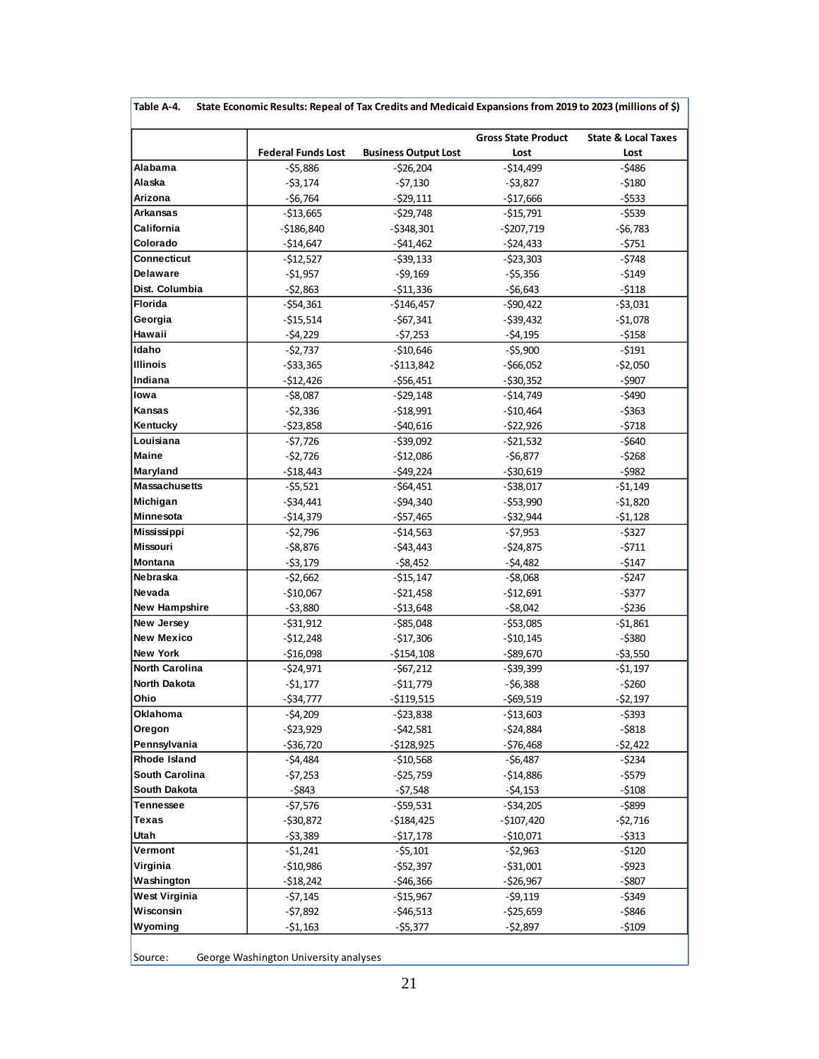**Table A-4. State Economic Results: Repeal of Tax Credits and Medicaid Expansions from 2019 to 2023 (millions of $)**

| | Federal Funds Lost | Business Output Lost | Gross State Product Lost | State & Local Taxes Lost |
|---|---|---|---|---|
| Alabama | -$5,886 | -$26,204 | -$14,499 | -$486 |
| Alaska | -$3,174 | -$7,130 | -$3,827 | -$180 |
| Arizona | -$6,764 | -$29,111 | -$17,666 | -$533 |
| Arkansas | -$13,665 | -$29,748 | -$15,791 | -$539 |
| California | -$186,840 | -$348,301 | -$207,719 | -$6,783 |
| Colorado | -$14,647 | -$41,462 | -$24,433 | -$751 |
| Connecticut | -$12,527 | -$39,133 | -$23,303 | -$748 |
| Delaware | -$1,957 | -$9,169 | -$5,356 | -$149 |
| Dist. Columbia | -$2,863 | -$11,336 | -$6,643 | -$118 |
| Florida | -$54,361 | -$146,457 | -$90,422 | -$3,031 |
| Georgia | -$15,514 | -$67,341 | -$39,432 | -$1,078 |
| Hawaii | -$4,229 | -$7,253 | -$4,195 | -$158 |
| Idaho | -$2,737 | -$10,646 | -$5,900 | -$191 |
| Illinois | -$33,365 | -$113,842 | -$66,052 | -$2,050 |
| Indiana | -$12,426 | -$56,451 | -$30,352 | -$907 |
| Iowa | -$8,087 | -$29,148 | -$14,749 | -$490 |
| Kansas | -$2,336 | -$18,991 | -$10,464 | -$363 |
| Kentucky | -$23,858 | -$40,616 | -$22,926 | -$718 |
| Louisiana | -$7,726 | -$39,092 | -$21,532 | -$640 |
| Maine | -$2,726 | -$12,086 | -$6,877 | -$268 |
| Maryland | -$18,443 | -$49,224 | -$30,619 | -$982 |
| Massachusetts | -$5,521 | -$64,451 | -$38,017 | -$1,149 |
| Michigan | -$34,441 | -$94,340 | -$53,990 | -$1,820 |
| Minnesota | -$14,379 | -$57,465 | -$32,944 | -$1,128 |
| Mississippi | -$2,796 | -$14,563 | -$7,953 | -$327 |
| Missouri | -$8,876 | -$43,443 | -$24,875 | -$711 |
| Montana | -$3,179 | -$8,452 | -$4,482 | -$147 |
| Nebraska | -$2,662 | -$15,147 | -$8,068 | -$247 |
| Nevada | -$10,067 | -$21,458 | -$12,691 | -$377 |
| New Hampshire | -$3,880 | -$13,648 | -$8,042 | -$236 |
| New Jersey | -$31,912 | -$85,048 | -$53,085 | -$1,861 |
| New Mexico | -$12,248 | -$17,306 | -$10,145 | -$380 |
| New York | -$16,098 | -$154,108 | -$89,670 | -$3,550 |
| North Carolina | -$24,971 | -$67,212 | -$39,399 | -$1,197 |
| North Dakota | -$1,177 | -$11,779 | -$6,388 | -$260 |
| Ohio | -$34,777 | -$119,515 | -$69,519 | -$2,197 |
| Oklahoma | -$4,209 | -$23,838 | -$13,603 | -$393 |
| Oregon | -$23,929 | -$42,581 | -$24,884 | -$818 |
| Pennsylvania | -$36,720 | -$128,925 | -$76,468 | -$2,422 |
| Rhode Island | -$4,484 | -$10,568 | -$6,487 | -$234 |
| South Carolina | -$7,253 | -$25,759 | -$14,886 | -$579 |
| South Dakota | -$843 | -$7,548 | -$4,153 | -$108 |
| Tennessee | -$7,576 | -$59,531 | -$34,205 | -$899 |
| Texas | -$30,872 | -$184,425 | -$107,420 | -$2,716 |
| Utah | -$3,389 | -$17,178 | -$10,071 | -$313 |
| Vermont | -$1,241 | -$5,101 | -$2,963 | -$120 |
| Virginia | -$10,986 | -$52,397 | -$31,001 | -$923 |
| Washington | -$18,242 | -$46,366 | -$26,967 | -$807 |
| West Virginia | -$7,145 | -$15,967 | -$9,119 | -$349 |
| Wisconsin | -$7,892 | -$46,513 | -$25,659 | -$846 |
| Wyoming | -$1,163 | -$5,377 | -$2,897 | -$109 |

Source: George Washington University analyses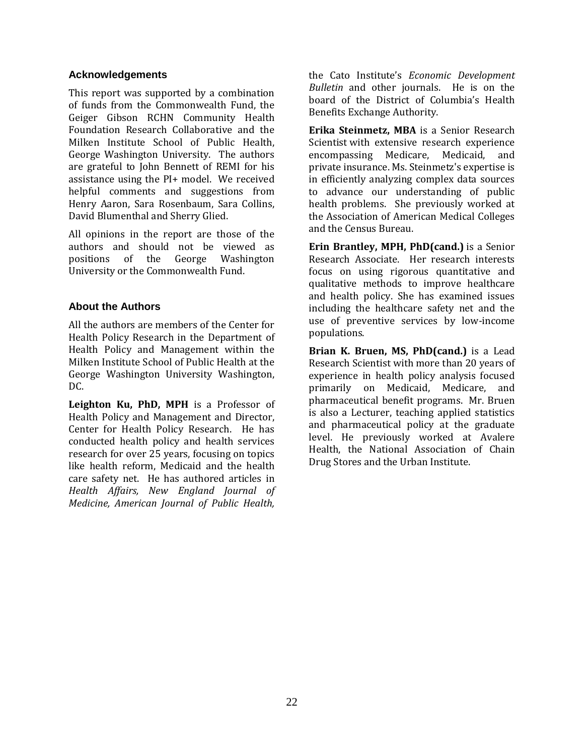## Acknowledgements

This report was supported by a combination of funds from the Commonwealth Fund, the Geiger Gibson RCHN Community Health Foundation Research Collaborative and the Milken Institute School of Public Health, George Washington University. The authors are grateful to John Bennett of REMI for his assistance using the PI+ model. We received helpful comments and suggestions from Henry Aaron, Sara Rosenbaum, Sara Collins, David Blumenthal and Sherry Glied.

All opinions in the report are those of the authors and should not be viewed as positions of the George Washington University or the Commonwealth Fund.

## About the Authors

All the authors are members of the Center for Health Policy Research in the Department of Health Policy and Management within the Milken Institute School of Public Health at the George Washington University Washington, DC.

**Leighton Ku, PhD, MPH** is a Professor of Health Policy and Management and Director, Center for Health Policy Research. He has conducted health policy and health services research for over 25 years, focusing on topics like health reform, Medicaid and the health care safety net. He has authored articles in *Health Affairs, New England Journal of Medicine, American Journal of Public Health,* the Cato Institute's *Economic Development Bulletin* and other journals. He is on the board of the District of Columbia's Health Benefits Exchange Authority.

**Erika Steinmetz, MBA** is a Senior Research Scientist with extensive research experience encompassing Medicare, Medicaid, and private insurance. Ms. Steinmetz's expertise is in efficiently analyzing complex data sources to advance our understanding of public health problems. She previously worked at the Association of American Medical Colleges and the Census Bureau.

**Erin Brantley, MPH, PhD(cand.)** is a Senior Research Associate. Her research interests focus on using rigorous quantitative and qualitative methods to improve healthcare and health policy. She has examined issues including the healthcare safety net and the use of preventive services by low-income populations.

**Brian K. Bruen, MS, PhD(cand.)** is a Lead Research Scientist with more than 20 years of experience in health policy analysis focused primarily on Medicaid, Medicare, and pharmaceutical benefit programs. Mr. Bruen is also a Lecturer, teaching applied statistics and pharmaceutical policy at the graduate level. He previously worked at Avalere Health, the National Association of Chain Drug Stores and the Urban Institute.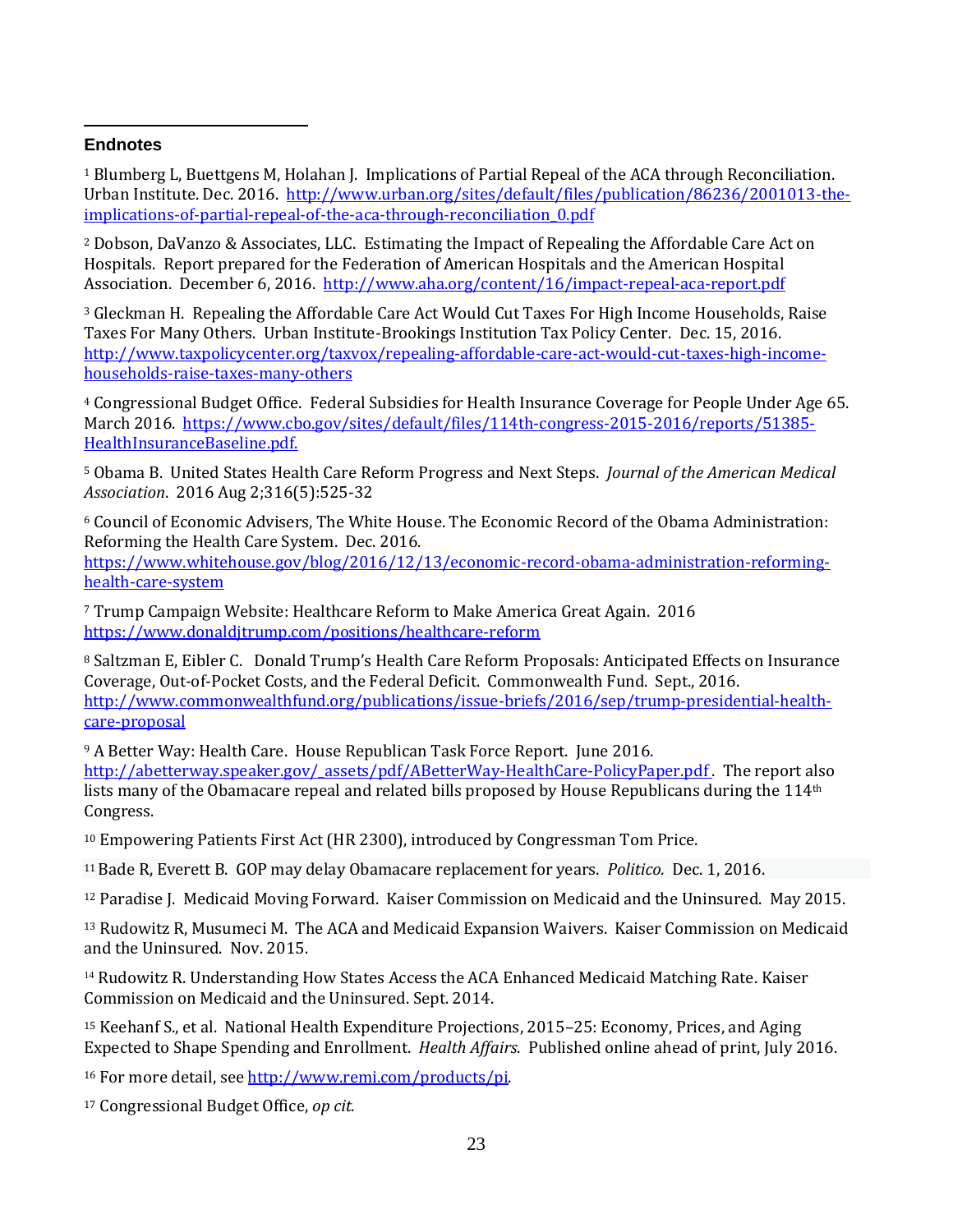## Endnotes

[1] Blumberg L, Buettgens M, Holahan J. Implications of Partial Repeal of the ACA through Reconciliation. Urban Institute. Dec. 2016. http://www.urban.org/sites/default/files/publication/86236/2001013-the-implications-of-partial-repeal-of-the-aca-through-reconciliation_0.pdf

[2] Dobson, DaVanzo & Associates, LLC. Estimating the Impact of Repealing the Affordable Care Act on Hospitals. Report prepared for the Federation of American Hospitals and the American Hospital Association. December 6, 2016. http://www.aha.org/content/16/impact-repeal-aca-report.pdf

[3] Gleckman H. Repealing the Affordable Care Act Would Cut Taxes For High Income Households, Raise Taxes For Many Others. Urban Institute-Brookings Institution Tax Policy Center. Dec. 15, 2016. http://www.taxpolicycenter.org/taxvox/repealing-affordable-care-act-would-cut-taxes-high-income-households-raise-taxes-many-others

[4] Congressional Budget Office. Federal Subsidies for Health Insurance Coverage for People Under Age 65. March 2016. https://www.cbo.gov/sites/default/files/114th-congress-2015-2016/reports/51385-HealthInsuranceBaseline.pdf.

[5] Obama B. United States Health Care Reform Progress and Next Steps. *Journal of the American Medical Association*. 2016 Aug 2;316(5):525-32

[6] Council of Economic Advisers, The White House. The Economic Record of the Obama Administration: Reforming the Health Care System. Dec. 2016. https://www.whitehouse.gov/blog/2016/12/13/economic-record-obama-administration-reforming-health-care-system

[7] Trump Campaign Website: Healthcare Reform to Make America Great Again. 2016 https://www.donaldjtrump.com/positions/healthcare-reform

[8] Saltzman E, Eibler C. Donald Trump's Health Care Reform Proposals: Anticipated Effects on Insurance Coverage, Out-of-Pocket Costs, and the Federal Deficit. Commonwealth Fund. Sept., 2016. http://www.commonwealthfund.org/publications/issue-briefs/2016/sep/trump-presidential-health-care-proposal

[9] A Better Way: Health Care. House Republican Task Force Report. June 2016. http://abetterway.speaker.gov/_assets/pdf/ABetterWay-HealthCare-PolicyPaper.pdf. The report also lists many of the Obamacare repeal and related bills proposed by House Republicans during the 114th Congress.

[10] Empowering Patients First Act (HR 2300), introduced by Congressman Tom Price.

[11] Bade R, Everett B. GOP may delay Obamacare replacement for years. *Politico*. Dec. 1, 2016.

[12] Paradise J. Medicaid Moving Forward. Kaiser Commission on Medicaid and the Uninsured. May 2015.

[13] Rudowitz R, Musumeci M. The ACA and Medicaid Expansion Waivers. Kaiser Commission on Medicaid and the Uninsured. Nov. 2015.

[14] Rudowitz R. Understanding How States Access the ACA Enhanced Medicaid Matching Rate. Kaiser Commission on Medicaid and the Uninsured. Sept. 2014.

[15] Keehanf S., et al. National Health Expenditure Projections, 2015–25: Economy, Prices, and Aging Expected to Shape Spending and Enrollment. *Health Affairs*. Published online ahead of print, July 2016.

[16] For more detail, see http://www.remi.com/products/pi.

[17] Congressional Budget Office, *op cit.*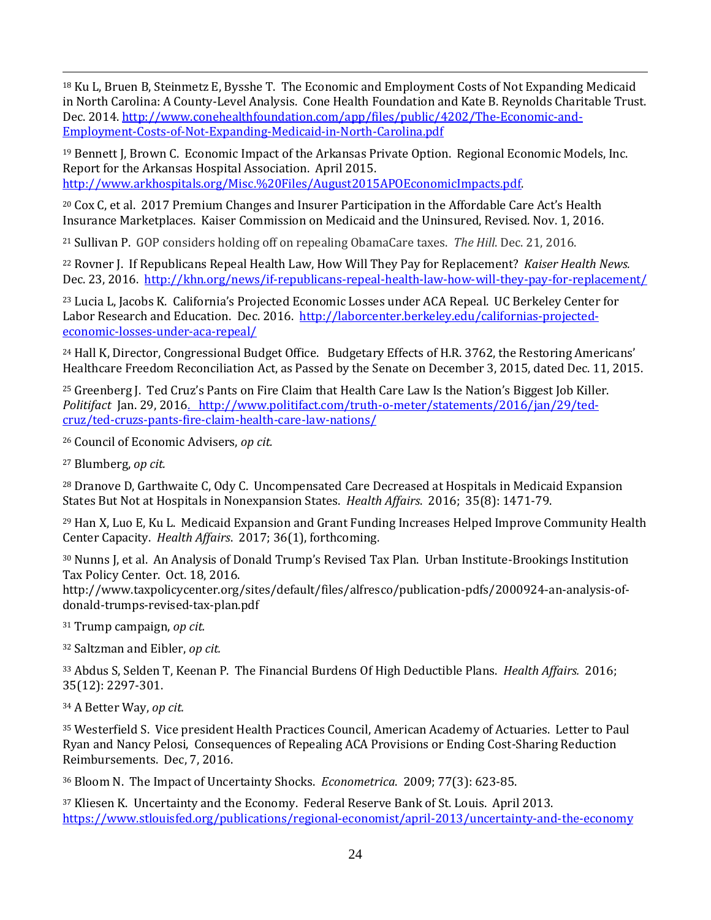[18] Ku L, Bruen B, Steinmetz E, Bysshe T. The Economic and Employment Costs of Not Expanding Medicaid in North Carolina: A County-Level Analysis. Cone Health Foundation and Kate B. Reynolds Charitable Trust. Dec. 2014. http://www.conehealthfoundation.com/app/files/public/4202/The-Economic-and-Employment-Costs-of-Not-Expanding-Medicaid-in-North-Carolina.pdf

[19] Bennett J, Brown C. Economic Impact of the Arkansas Private Option. Regional Economic Models, Inc. Report for the Arkansas Hospital Association. April 2015. http://www.arkhospitals.org/Misc.%20Files/August2015APOEconomicImpacts.pdf.

[20] Cox C, et al. 2017 Premium Changes and Insurer Participation in the Affordable Care Act's Health Insurance Marketplaces. Kaiser Commission on Medicaid and the Uninsured, Revised. Nov. 1, 2016.

[21] Sullivan P. GOP considers holding off on repealing ObamaCare taxes. *The Hill*. Dec. 21, 2016.

[22] Rovner J. If Republicans Repeal Health Law, How Will They Pay for Replacement? *Kaiser Health News.* Dec. 23, 2016. http://khn.org/news/if-republicans-repeal-health-law-how-will-they-pay-for-replacement/

[23] Lucia L, Jacobs K. California's Projected Economic Losses under ACA Repeal. UC Berkeley Center for Labor Research and Education. Dec. 2016. http://laborcenter.berkeley.edu/californias-projected-economic-losses-under-aca-repeal/

[24] Hall K, Director, Congressional Budget Office. Budgetary Effects of H.R. 3762, the Restoring Americans' Healthcare Freedom Reconciliation Act, as Passed by the Senate on December 3, 2015, dated Dec. 11, 2015.

[25] Greenberg J. Ted Cruz's Pants on Fire Claim that Health Care Law Is the Nation's Biggest Job Killer. *Politifact* Jan. 29, 2016. http://www.politifact.com/truth-o-meter/statements/2016/jan/29/ted-cruz/ted-cruzs-pants-fire-claim-health-care-law-nations/

[26] Council of Economic Advisers, *op cit.*

[27] Blumberg, *op cit.*

[28] Dranove D, Garthwaite C, Ody C. Uncompensated Care Decreased at Hospitals in Medicaid Expansion States But Not at Hospitals in Nonexpansion States. *Health Affairs*. 2016; 35(8): 1471-79.

[29] Han X, Luo E, Ku L. Medicaid Expansion and Grant Funding Increases Helped Improve Community Health Center Capacity. *Health Affairs*. 2017; 36(1), forthcoming.

[30] Nunns J, et al. An Analysis of Donald Trump's Revised Tax Plan. Urban Institute-Brookings Institution Tax Policy Center. Oct. 18, 2016. http://www.taxpolicycenter.org/sites/default/files/alfresco/publication-pdfs/2000924-an-analysis-of-donald-trumps-revised-tax-plan.pdf

[31] Trump campaign, *op cit.*

[32] Saltzman and Eibler, *op cit.*

[33] Abdus S, Selden T, Keenan P. The Financial Burdens Of High Deductible Plans. *Health Affairs.* 2016; 35(12): 2297-301.

[34] A Better Way, *op cit.*

[35] Westerfield S. Vice president Health Practices Council, American Academy of Actuaries. Letter to Paul Ryan and Nancy Pelosi, Consequences of Repealing ACA Provisions or Ending Cost-Sharing Reduction Reimbursements. Dec, 7, 2016.

[36] Bloom N. The Impact of Uncertainty Shocks. *Econometrica*. 2009; 77(3): 623-85.

[37] Kliesen K. Uncertainty and the Economy. Federal Reserve Bank of St. Louis. April 2013. https://www.stlouisfed.org/publications/regional-economist/april-2013/uncertainty-and-the-economy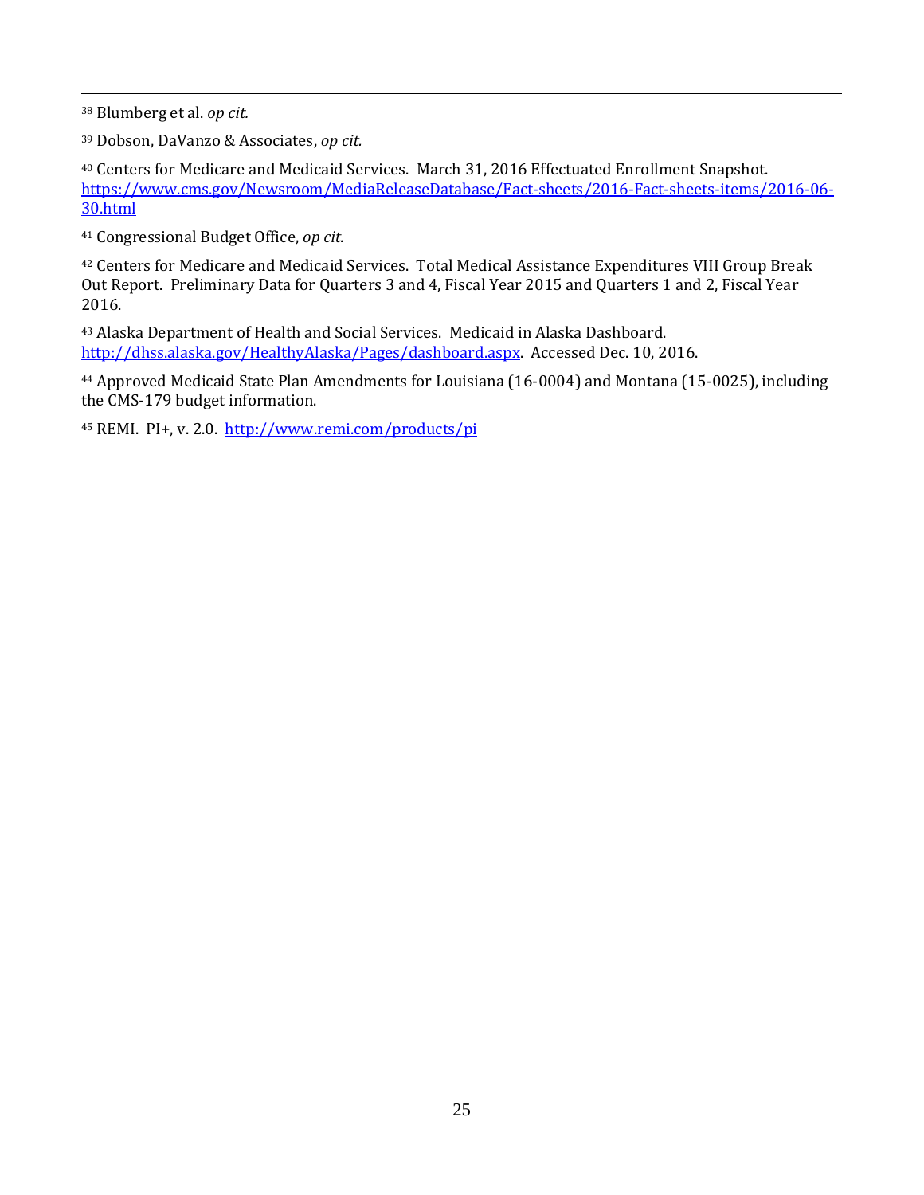[38] Blumberg et al. *op cit.*

[39] Dobson, DaVanzo & Associates, *op cit.*

[40] Centers for Medicare and Medicaid Services. March 31, 2016 Effectuated Enrollment Snapshot. https://www.cms.gov/Newsroom/MediaReleaseDatabase/Fact-sheets/2016-Fact-sheets-items/2016-06-30.html

[41] Congressional Budget Office, *op cit.*

[42] Centers for Medicare and Medicaid Services. Total Medical Assistance Expenditures VIII Group Break Out Report. Preliminary Data for Quarters 3 and 4, Fiscal Year 2015 and Quarters 1 and 2, Fiscal Year 2016.

[43] Alaska Department of Health and Social Services. Medicaid in Alaska Dashboard. http://dhss.alaska.gov/HealthyAlaska/Pages/dashboard.aspx. Accessed Dec. 10, 2016.

[44] Approved Medicaid State Plan Amendments for Louisiana (16-0004) and Montana (15-0025), including the CMS-179 budget information.

[45] REMI. PI+, v. 2.0. http://www.remi.com/products/pi